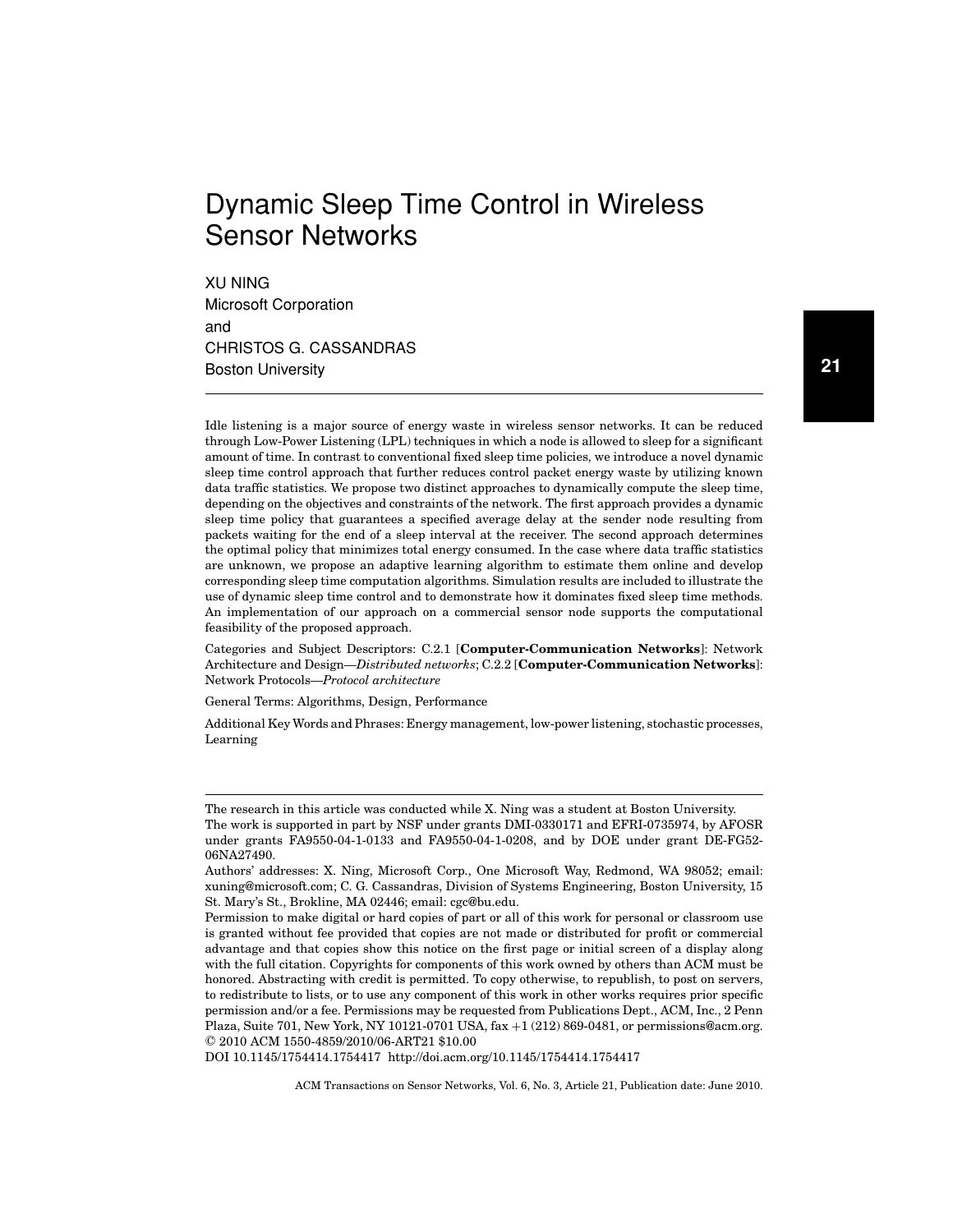# Dynamic Sleep Time Control in Wireless Sensor Networks

XU NING
Microsoft Corporation
and
CHRISTOS G. CASSANDRAS
Boston University

Idle listening is a major source of energy waste in wireless sensor networks. It can be reduced through Low-Power Listening (LPL) techniques in which a node is allowed to sleep for a significant amount of time. In contrast to conventional fixed sleep time policies, we introduce a novel dynamic sleep time control approach that further reduces control packet energy waste by utilizing known data traffic statistics. We propose two distinct approaches to dynamically compute the sleep time, depending on the objectives and constraints of the network. The first approach provides a dynamic sleep time policy that guarantees a specified average delay at the sender node resulting from packets waiting for the end of a sleep interval at the receiver. The second approach determines the optimal policy that minimizes total energy consumed. In the case where data traffic statistics are unknown, we propose an adaptive learning algorithm to estimate them online and develop corresponding sleep time computation algorithms. Simulation results are included to illustrate the use of dynamic sleep time control and to demonstrate how it dominates fixed sleep time methods. An implementation of our approach on a commercial sensor node supports the computational feasibility of the proposed approach.

Categories and Subject Descriptors: C.2.1 [**Computer-Communication Networks**]: Network Architecture and Design—*Distributed networks*; C.2.2 [**Computer-Communication Networks**]: Network Protocols—*Protocol architecture*

General Terms: Algorithms, Design, Performance

Additional Key Words and Phrases: Energy management, low-power listening, stochastic processes, Learning

---

The research in this article was conducted while X. Ning was a student at Boston University.

The work is supported in part by NSF under grants DMI-0330171 and EFRI-0735974, by AFOSR under grants FA9550-04-1-0133 and FA9550-04-1-0208, and by DOE under grant DE-FG52-06NA27490.

Authors' addresses: X. Ning, Microsoft Corp., One Microsoft Way, Redmond, WA 98052; email: xuning@microsoft.com; C. G. Cassandras, Division of Systems Engineering, Boston University, 15 St. Mary's St., Brokline, MA 02446; email: cgc@bu.edu.

Permission to make digital or hard copies of part or all of this work for personal or classroom use is granted without fee provided that copies are not made or distributed for profit or commercial advantage and that copies show this notice on the first page or initial screen of a display along with the full citation. Copyrights for components of this work owned by others than ACM must be honored. Abstracting with credit is permitted. To copy otherwise, to republish, to post on servers, to redistribute to lists, or to use any component of this work in other works requires prior specific permission and/or a fee. Permissions may be requested from Publications Dept., ACM, Inc., 2 Penn Plaza, Suite 701, New York, NY 10121-0701 USA, fax +1 (212) 869-0481, or permissions@acm.org.
© 2010 ACM 1550-4859/2010/06-ART21 $10.00
DOI 10.1145/1754414.1754417 http://doi.acm.org/10.1145/1754414.1754417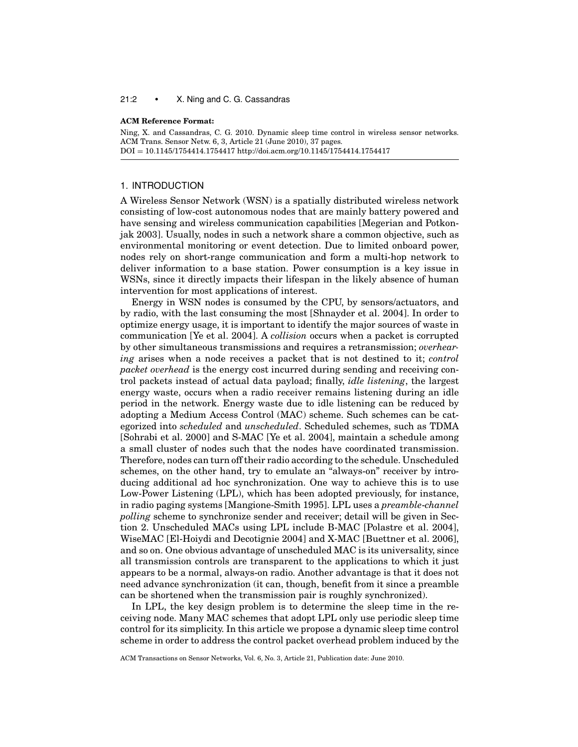**ACM Reference Format:**

Ning, X. and Cassandras, C. G. 2010. Dynamic sleep time control in wireless sensor networks. ACM Trans. Sensor Netw. 6, 3, Article 21 (June 2010), 37 pages.
DOI = 10.1145/1754414.1754417 http://doi.acm.org/10.1145/1754414.1754417

## 1. INTRODUCTION

A Wireless Sensor Network (WSN) is a spatially distributed wireless network consisting of low-cost autonomous nodes that are mainly battery powered and have sensing and wireless communication capabilities [Megerian and Potkonjak 2003]. Usually, nodes in such a network share a common objective, such as environmental monitoring or event detection. Due to limited onboard power, nodes rely on short-range communication and form a multi-hop network to deliver information to a base station. Power consumption is a key issue in WSNs, since it directly impacts their lifespan in the likely absence of human intervention for most applications of interest.

Energy in WSN nodes is consumed by the CPU, by sensors/actuators, and by radio, with the last consuming the most [Shnayder et al. 2004]. In order to optimize energy usage, it is important to identify the major sources of waste in communication [Ye et al. 2004]. A *collision* occurs when a packet is corrupted by other simultaneous transmissions and requires a retransmission; *overhearing* arises when a node receives a packet that is not destined to it; *control packet overhead* is the energy cost incurred during sending and receiving control packets instead of actual data payload; finally, *idle listening*, the largest energy waste, occurs when a radio receiver remains listening during an idle period in the network. Energy waste due to idle listening can be reduced by adopting a Medium Access Control (MAC) scheme. Such schemes can be categorized into *scheduled* and *unscheduled*. Scheduled schemes, such as TDMA [Sohrabi et al. 2000] and S-MAC [Ye et al. 2004], maintain a schedule among a small cluster of nodes such that the nodes have coordinated transmission. Therefore, nodes can turn off their radio according to the schedule. Unscheduled schemes, on the other hand, try to emulate an "always-on" receiver by introducing additional ad hoc synchronization. One way to achieve this is to use Low-Power Listening (LPL), which has been adopted previously, for instance, in radio paging systems [Mangione-Smith 1995]. LPL uses a *preamble-channel polling* scheme to synchronize sender and receiver; detail will be given in Section 2. Unscheduled MACs using LPL include B-MAC [Polastre et al. 2004], WiseMAC [El-Hoiydi and Decotignie 2004] and X-MAC [Buettner et al. 2006], and so on. One obvious advantage of unscheduled MAC is its universality, since all transmission controls are transparent to the applications to which it just appears to be a normal, always-on radio. Another advantage is that it does not need advance synchronization (it can, though, benefit from it since a preamble can be shortened when the transmission pair is roughly synchronized).

In LPL, the key design problem is to determine the sleep time in the receiving node. Many MAC schemes that adopt LPL only use periodic sleep time control for its simplicity. In this article we propose a dynamic sleep time control scheme in order to address the control packet overhead problem induced by the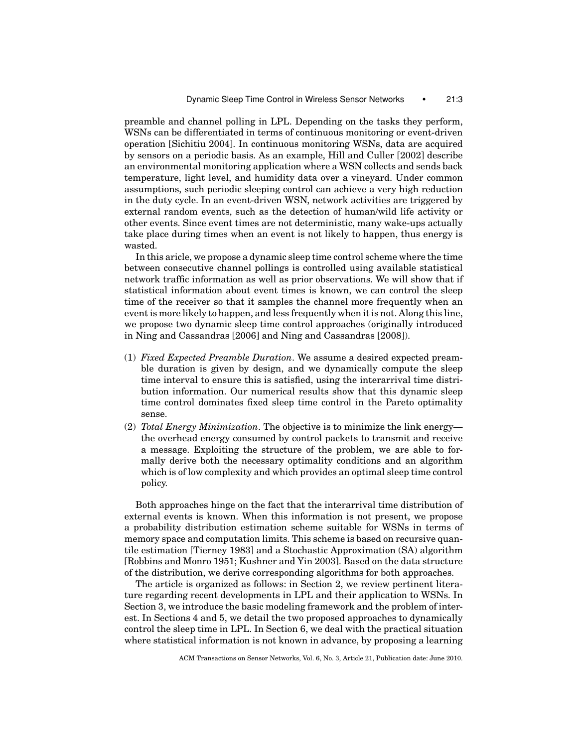preamble and channel polling in LPL. Depending on the tasks they perform, WSNs can be differentiated in terms of continuous monitoring or event-driven operation [Sichitiu 2004]. In continuous monitoring WSNs, data are acquired by sensors on a periodic basis. As an example, Hill and Culler [2002] describe an environmental monitoring application where a WSN collects and sends back temperature, light level, and humidity data over a vineyard. Under common assumptions, such periodic sleeping control can achieve a very high reduction in the duty cycle. In an event-driven WSN, network activities are triggered by external random events, such as the detection of human/wild life activity or other events. Since event times are not deterministic, many wake-ups actually take place during times when an event is not likely to happen, thus energy is wasted.

In this aricle, we propose a dynamic sleep time control scheme where the time between consecutive channel pollings is controlled using available statistical network traffic information as well as prior observations. We will show that if statistical information about event times is known, we can control the sleep time of the receiver so that it samples the channel more frequently when an event is more likely to happen, and less frequently when it is not. Along this line, we propose two dynamic sleep time control approaches (originally introduced in Ning and Cassandras [2006] and Ning and Cassandras [2008]).

(1) *Fixed Expected Preamble Duration*. We assume a desired expected preamble duration is given by design, and we dynamically compute the sleep time interval to ensure this is satisfied, using the interarrival time distribution information. Our numerical results show that this dynamic sleep time control dominates fixed sleep time control in the Pareto optimality sense.

(2) *Total Energy Minimization*. The objective is to minimize the link energy—the overhead energy consumed by control packets to transmit and receive a message. Exploiting the structure of the problem, we are able to formally derive both the necessary optimality conditions and an algorithm which is of low complexity and which provides an optimal sleep time control policy.

Both approaches hinge on the fact that the interarrival time distribution of external events is known. When this information is not present, we propose a probability distribution estimation scheme suitable for WSNs in terms of memory space and computation limits. This scheme is based on recursive quantile estimation [Tierney 1983] and a Stochastic Approximation (SA) algorithm [Robbins and Monro 1951; Kushner and Yin 2003]. Based on the data structure of the distribution, we derive corresponding algorithms for both approaches.

The article is organized as follows: in Section 2, we review pertinent literature regarding recent developments in LPL and their application to WSNs. In Section 3, we introduce the basic modeling framework and the problem of interest. In Sections 4 and 5, we detail the two proposed approaches to dynamically control the sleep time in LPL. In Section 6, we deal with the practical situation where statistical information is not known in advance, by proposing a learning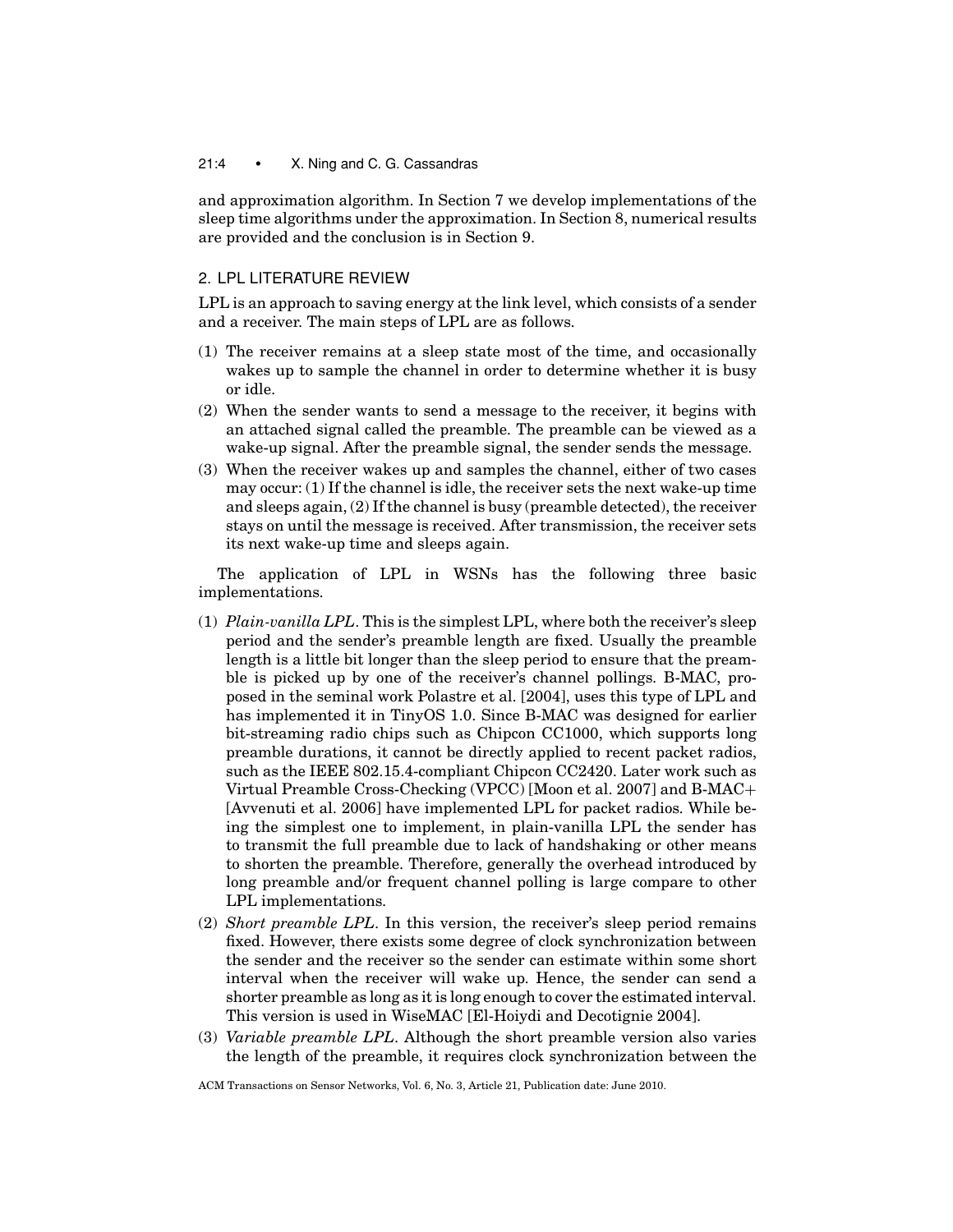and approximation algorithm. In Section 7 we develop implementations of the sleep time algorithms under the approximation. In Section 8, numerical results are provided and the conclusion is in Section 9.

## 2. LPL LITERATURE REVIEW

LPL is an approach to saving energy at the link level, which consists of a sender and a receiver. The main steps of LPL are as follows.

(1) The receiver remains at a sleep state most of the time, and occasionally wakes up to sample the channel in order to determine whether it is busy or idle.

(2) When the sender wants to send a message to the receiver, it begins with an attached signal called the preamble. The preamble can be viewed as a wake-up signal. After the preamble signal, the sender sends the message.

(3) When the receiver wakes up and samples the channel, either of two cases may occur: (1) If the channel is idle, the receiver sets the next wake-up time and sleeps again, (2) If the channel is busy (preamble detected), the receiver stays on until the message is received. After transmission, the receiver sets its next wake-up time and sleeps again.

The application of LPL in WSNs has the following three basic implementations.

(1) *Plain-vanilla LPL*. This is the simplest LPL, where both the receiver's sleep period and the sender's preamble length are fixed. Usually the preamble length is a little bit longer than the sleep period to ensure that the preamble is picked up by one of the receiver's channel pollings. B-MAC, proposed in the seminal work Polastre et al. [2004], uses this type of LPL and has implemented it in TinyOS 1.0. Since B-MAC was designed for earlier bit-streaming radio chips such as Chipcon CC1000, which supports long preamble durations, it cannot be directly applied to recent packet radios, such as the IEEE 802.15.4-compliant Chipcon CC2420. Later work such as Virtual Preamble Cross-Checking (VPCC) [Moon et al. 2007] and B-MAC+ [Avvenuti et al. 2006] have implemented LPL for packet radios. While being the simplest one to implement, in plain-vanilla LPL the sender has to transmit the full preamble due to lack of handshaking or other means to shorten the preamble. Therefore, generally the overhead introduced by long preamble and/or frequent channel polling is large compare to other LPL implementations.

(2) *Short preamble LPL*. In this version, the receiver's sleep period remains fixed. However, there exists some degree of clock synchronization between the sender and the receiver so the sender can estimate within some short interval when the receiver will wake up. Hence, the sender can send a shorter preamble as long as it is long enough to cover the estimated interval. This version is used in WiseMAC [El-Hoiydi and Decotignie 2004].

(3) *Variable preamble LPL*. Although the short preamble version also varies the length of the preamble, it requires clock synchronization between the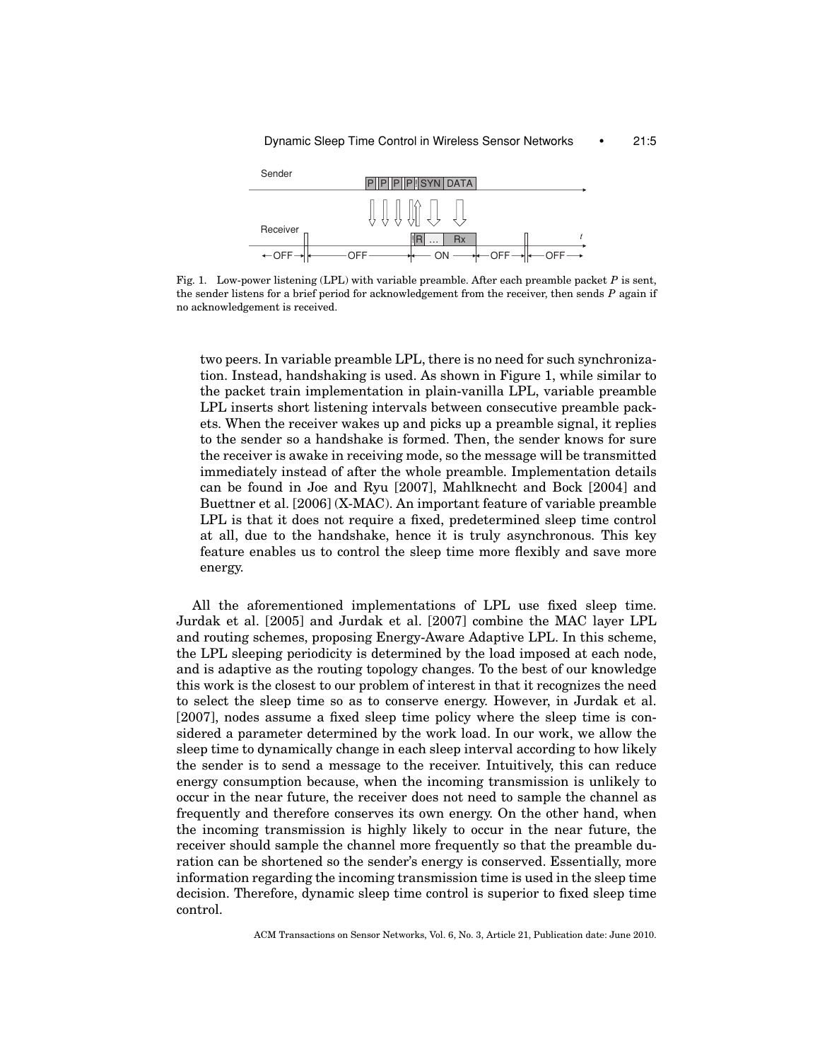Fig. 1. Low-power listening (LPL) with variable preamble. After each preamble packet $P$ is sent, the sender listens for a brief period for acknowledgement from the receiver, then sends $P$ again if no acknowledgement is received.

two peers. In variable preamble LPL, there is no need for such synchronization. Instead, handshaking is used. As shown in Figure 1, while similar to the packet train implementation in plain-vanilla LPL, variable preamble LPL inserts short listening intervals between consecutive preamble packets. When the receiver wakes up and picks up a preamble signal, it replies to the sender so a handshake is formed. Then, the sender knows for sure the receiver is awake in receiving mode, so the message will be transmitted immediately instead of after the whole preamble. Implementation details can be found in Joe and Ryu [2007], Mahlknecht and Bock [2004] and Buettner et al. [2006] (X-MAC). An important feature of variable preamble LPL is that it does not require a fixed, predetermined sleep time control at all, due to the handshake, hence it is truly asynchronous. This key feature enables us to control the sleep time more flexibly and save more energy.

All the aforementioned implementations of LPL use fixed sleep time. Jurdak et al. [2005] and Jurdak et al. [2007] combine the MAC layer LPL and routing schemes, proposing Energy-Aware Adaptive LPL. In this scheme, the LPL sleeping periodicity is determined by the load imposed at each node, and is adaptive as the routing topology changes. To the best of our knowledge this work is the closest to our problem of interest in that it recognizes the need to select the sleep time so as to conserve energy. However, in Jurdak et al. [2007], nodes assume a fixed sleep time policy where the sleep time is considered a parameter determined by the work load. In our work, we allow the sleep time to dynamically change in each sleep interval according to how likely the sender is to send a message to the receiver. Intuitively, this can reduce energy consumption because, when the incoming transmission is unlikely to occur in the near future, the receiver does not need to sample the channel as frequently and therefore conserves its own energy. On the other hand, when the incoming transmission is highly likely to occur in the near future, the receiver should sample the channel more frequently so that the preamble duration can be shortened so the sender's energy is conserved. Essentially, more information regarding the incoming transmission time is used in the sleep time decision. Therefore, dynamic sleep time control is superior to fixed sleep time control.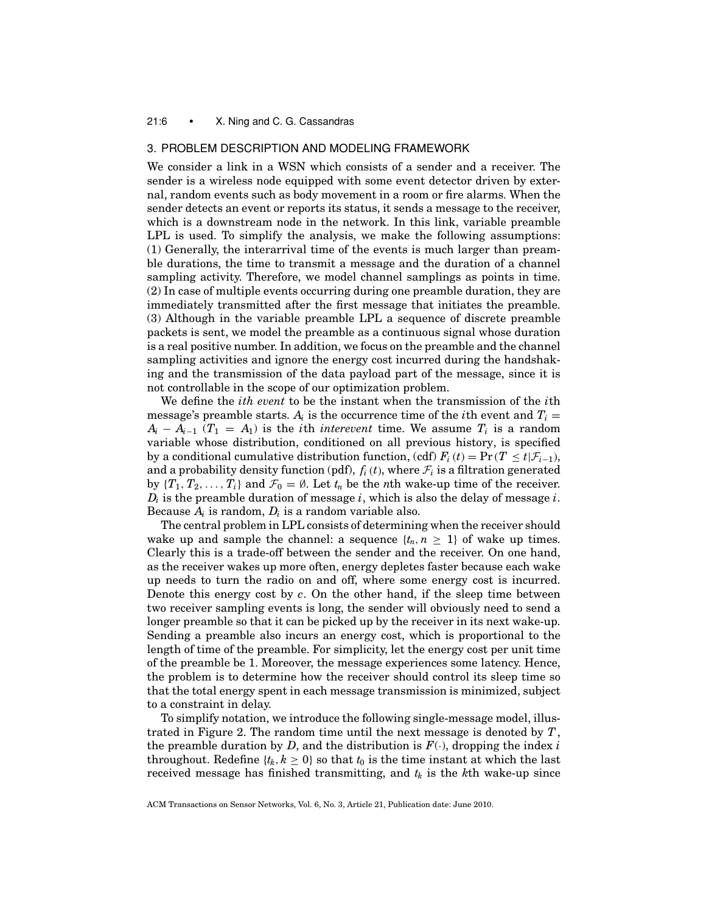## 3. PROBLEM DESCRIPTION AND MODELING FRAMEWORK

We consider a link in a WSN which consists of a sender and a receiver. The sender is a wireless node equipped with some event detector driven by external, random events such as body movement in a room or fire alarms. When the sender detects an event or reports its status, it sends a message to the receiver, which is a downstream node in the network. In this link, variable preamble LPL is used. To simplify the analysis, we make the following assumptions: (1) Generally, the interarrival time of the events is much larger than preamble durations, the time to transmit a message and the duration of a channel sampling activity. Therefore, we model channel samplings as points in time. (2) In case of multiple events occurring during one preamble duration, they are immediately transmitted after the first message that initiates the preamble. (3) Although in the variable preamble LPL a sequence of discrete preamble packets is sent, we model the preamble as a continuous signal whose duration is a real positive number. In addition, we focus on the preamble and the channel sampling activities and ignore the energy cost incurred during the handshaking and the transmission of the data payload part of the message, since it is not controllable in the scope of our optimization problem.

We define the *ith event* to be the instant when the transmission of the $i$th message's preamble starts. $A_i$ is the occurrence time of the $i$th event and $T_i = A_i - A_{i-1}$ ($T_1 = A_1$) is the $i$th *interevent* time. We assume $T_i$ is a random variable whose distribution, conditioned on all previous history, is specified by a conditional cumulative distribution function, (cdf) $F_i(t) = \Pr(T \leq t|\mathcal{F}_{i-1})$, and a probability density function (pdf), $f_i(t)$, where $\mathcal{F}_i$ is a filtration generated by $\{T_1, T_2, \ldots, T_i\}$ and $\mathcal{F}_0 = \emptyset$. Let $t_n$ be the $n$th wake-up time of the receiver. $D_i$ is the preamble duration of message $i$, which is also the delay of message $i$. Because $A_i$ is random, $D_i$ is a random variable also.

The central problem in LPL consists of determining when the receiver should wake up and sample the channel: a sequence $\{t_n, n \geq 1\}$ of wake up times. Clearly this is a trade-off between the sender and the receiver. On one hand, as the receiver wakes up more often, energy depletes faster because each wake up needs to turn the radio on and off, where some energy cost is incurred. Denote this energy cost by $c$. On the other hand, if the sleep time between two receiver sampling events is long, the sender will obviously need to send a longer preamble so that it can be picked up by the receiver in its next wake-up. Sending a preamble also incurs an energy cost, which is proportional to the length of time of the preamble. For simplicity, let the energy cost per unit time of the preamble be 1. Moreover, the message experiences some latency. Hence, the problem is to determine how the receiver should control its sleep time so that the total energy spent in each message transmission is minimized, subject to a constraint in delay.

To simplify notation, we introduce the following single-message model, illustrated in Figure 2. The random time until the next message is denoted by $T$, the preamble duration by $D$, and the distribution is $F(\cdot)$, dropping the index $i$ throughout. Redefine $\{t_k, k \geq 0\}$ so that $t_0$ is the time instant at which the last received message has finished transmitting, and $t_k$ is the $k$th wake-up since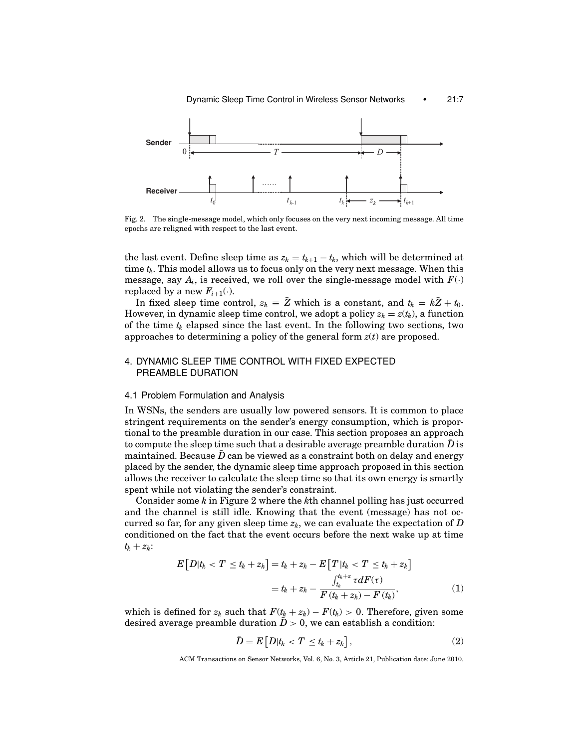Fig. 2. The single-message model, which only focuses on the very next incoming message. All time epochs are religned with respect to the last event.

the last event. Define sleep time as $z_k = t_{k+1} - t_k$, which will be determined at time $t_k$. This model allows us to focus only on the very next message. When this message, say $A_i$, is received, we roll over the single-message model with $F(\cdot)$ replaced by a new $F_{i+1}(\cdot)$.

In fixed sleep time control, $z_k \equiv \bar{Z}$ which is a constant, and $t_k = k\bar{Z} + t_0$. However, in dynamic sleep time control, we adopt a policy $z_k = z(t_k)$, a function of the time $t_k$ elapsed since the last event. In the following two sections, two approaches to determining a policy of the general form $z(t)$ are proposed.

## 4. DYNAMIC SLEEP TIME CONTROL WITH FIXED EXPECTED PREAMBLE DURATION

### 4.1 Problem Formulation and Analysis

In WSNs, the senders are usually low powered sensors. It is common to place stringent requirements on the sender's energy consumption, which is proportional to the preamble duration in our case. This section proposes an approach to compute the sleep time such that a desirable average preamble duration $\bar{D}$ is maintained. Because $\bar{D}$ can be viewed as a constraint both on delay and energy placed by the sender, the dynamic sleep time approach proposed in this section allows the receiver to calculate the sleep time so that its own energy is smartly spent while not violating the sender's constraint.

Consider some $k$ in Figure 2 where the $k$th channel polling has just occurred and the channel is still idle. Knowing that the event (message) has not occurred so far, for any given sleep time $z_k$, we can evaluate the expectation of $D$ conditioned on the fact that the event occurs before the next wake up at time $t_k + z_k$:

$$
\begin{aligned}
E\left[D | t_k < T \leq t_k + z_k\right] &= t_k + z_k - E\left[T | t_k < T \leq t_k + z_k\right] \\
&= t_k + z_k - \frac{\int_{t_k}^{t_k+z} \tau dF(\tau)}{F(t_k + z_k) - F(t_k)},
\end{aligned}
\tag{1}
$$

which is defined for $z_k$ such that $F(t_k + z_k) - F(t_k) > 0$. Therefore, given some desired average preamble duration $\bar{D} > 0$, we can establish a condition:

$$
\bar{D} = E\left[D | t_k < T \leq t_k + z_k\right],
\tag{2}
$$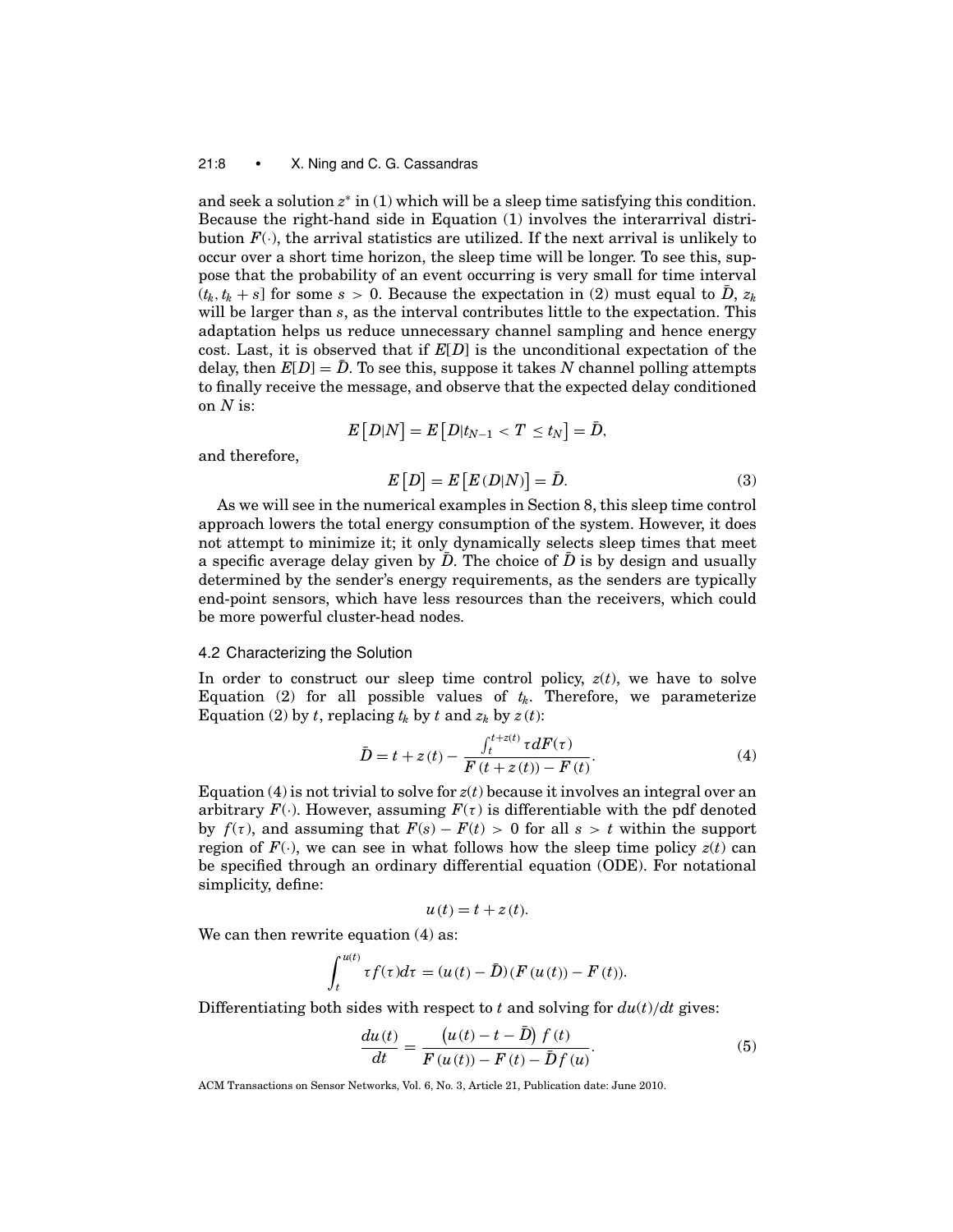and seek a solution $z^*$ in (1) which will be a sleep time satisfying this condition. Because the right-hand side in Equation (1) involves the interarrival distribution $F(\cdot)$, the arrival statistics are utilized. If the next arrival is unlikely to occur over a short time horizon, the sleep time will be longer. To see this, suppose that the probability of an event occurring is very small for time interval $(t_k, t_k + s]$ for some $s > 0$. Because the expectation in (2) must equal to $\bar{D}$, $z_k$ will be larger than $s$, as the interval contributes little to the expectation. This adaptation helps us reduce unnecessary channel sampling and hence energy cost. Last, it is observed that if $E[D]$ is the unconditional expectation of the delay, then $E[D] = \bar{D}$. To see this, suppose it takes $N$ channel polling attempts to finally receive the message, and observe that the expected delay conditioned on $N$ is:

$$E\left[D|N\right] = E\left[D|t_{N-1} < T \le t_N\right] = \bar{D},$$

and therefore,

$$E\left[D\right] = E\left[E\left(D|N\right)\right] = \bar{D}. \tag{3}$$

As we will see in the numerical examples in Section 8, this sleep time control approach lowers the total energy consumption of the system. However, it does not attempt to minimize it; it only dynamically selects sleep times that meet a specific average delay given by $\bar{D}$. The choice of $\bar{D}$ is by design and usually determined by the sender's energy requirements, as the senders are typically end-point sensors, which have less resources than the receivers, which could be more powerful cluster-head nodes.

### 4.2 Characterizing the Solution

In order to construct our sleep time control policy, $z(t)$, we have to solve Equation (2) for all possible values of $t_k$. Therefore, we parameterize Equation (2) by $t$, replacing $t_k$ by $t$ and $z_k$ by $z(t)$:

$$\bar{D} = t + z\left(t\right) - \frac{\int_t^{t+z(t)} \tau dF(\tau)}{F\left(t + z\left(t\right)\right) - F\left(t\right)}. \tag{4}$$

Equation (4) is not trivial to solve for $z(t)$ because it involves an integral over an arbitrary $F(\cdot)$. However, assuming $F(\tau)$ is differentiable with the pdf denoted by $f(\tau)$, and assuming that $F(s) - F(t) > 0$ for all $s > t$ within the support region of $F(\cdot)$, we can see in what follows how the sleep time policy $z(t)$ can be specified through an ordinary differential equation (ODE). For notational simplicity, define:

$$u\left(t\right) = t + z\left(t\right).$$

We can then rewrite equation (4) as:

$$\int_t^{u(t)} \tau f(\tau) d\tau = (u\left(t\right) - \bar{D})(F\left(u\left(t\right)\right) - F\left(t\right)).$$

Differentiating both sides with respect to $t$ and solving for $du(t)/dt$ gives:

$$\frac{du\left(t\right)}{dt} = \frac{\left(u\left(t\right) - t - \bar{D}\right) f\left(t\right)}{F\left(u\left(t\right)\right) - F\left(t\right) - \bar{D} f\left(u\right)}. \tag{5}$$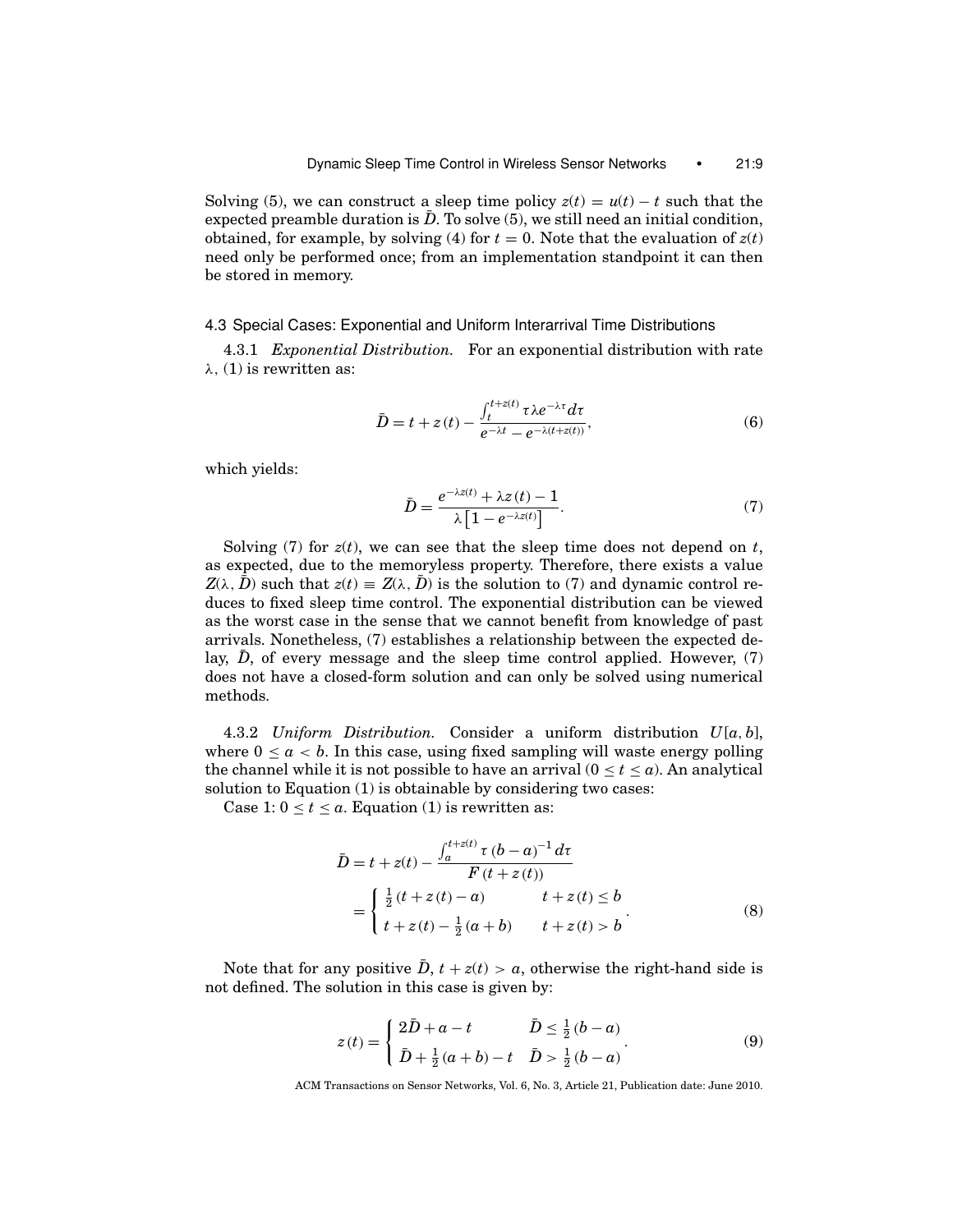Solving (5), we can construct a sleep time policy $z(t) = u(t) - t$ such that the expected preamble duration is $\bar{D}$. To solve (5), we still need an initial condition, obtained, for example, by solving (4) for $t = 0$. Note that the evaluation of $z(t)$ need only be performed once; from an implementation standpoint it can then be stored in memory.

### 4.3 Special Cases: Exponential and Uniform Interarrival Time Distributions

4.3.1 *Exponential Distribution.* For an exponential distribution with rate $\lambda$, (1) is rewritten as:

$$\bar{D} = t + z(t) - \frac{\int_t^{t+z(t)} \tau \lambda e^{-\lambda \tau} d\tau}{e^{-\lambda t} - e^{-\lambda(t+z(t))}}, \tag{6}$$

which yields:

$$\bar{D} = \frac{e^{-\lambda z(t)} + \lambda z(t) - 1}{\lambda \left[1 - e^{-\lambda z(t)}\right]}. \tag{7}$$

Solving (7) for $z(t)$, we can see that the sleep time does not depend on $t$, as expected, due to the memoryless property. Therefore, there exists a value $Z(\lambda, \bar{D})$ such that $z(t) \equiv Z(\lambda, \bar{D})$ is the solution to (7) and dynamic control reduces to fixed sleep time control. The exponential distribution can be viewed as the worst case in the sense that we cannot benefit from knowledge of past arrivals. Nonetheless, (7) establishes a relationship between the expected delay, $\bar{D}$, of every message and the sleep time control applied. However, (7) does not have a closed-form solution and can only be solved using numerical methods.

4.3.2 *Uniform Distribution.* Consider a uniform distribution $U[a, b]$, where $0 \leq a < b$. In this case, using fixed sampling will waste energy polling the channel while it is not possible to have an arrival ($0 \leq t \leq a$). An analytical solution to Equation (1) is obtainable by considering two cases:

Case 1: $0 \leq t \leq a$. Equation (1) is rewritten as:

$$\begin{aligned} \bar{D} &= t + z(t) - \frac{\int_a^{t+z(t)} \tau \,(b-a)^{-1} d\tau}{F\,(t + z(t))} \\ &= \begin{cases} \frac{1}{2}\,(t + z(t) - a) & t + z(t) \leq b \\ t + z(t) - \frac{1}{2}\,(a+b) & t + z(t) > b \end{cases}. \end{aligned} \tag{8}$$

Note that for any positive $\bar{D}$, $t + z(t) > a$, otherwise the right-hand side is not defined. The solution in this case is given by:

$$z(t) = \begin{cases} 2\bar{D} + a - t & \bar{D} \leq \frac{1}{2}\,(b-a) \\ \bar{D} + \frac{1}{2}\,(a+b) - t & \bar{D} > \frac{1}{2}\,(b-a) \end{cases}. \tag{9}$$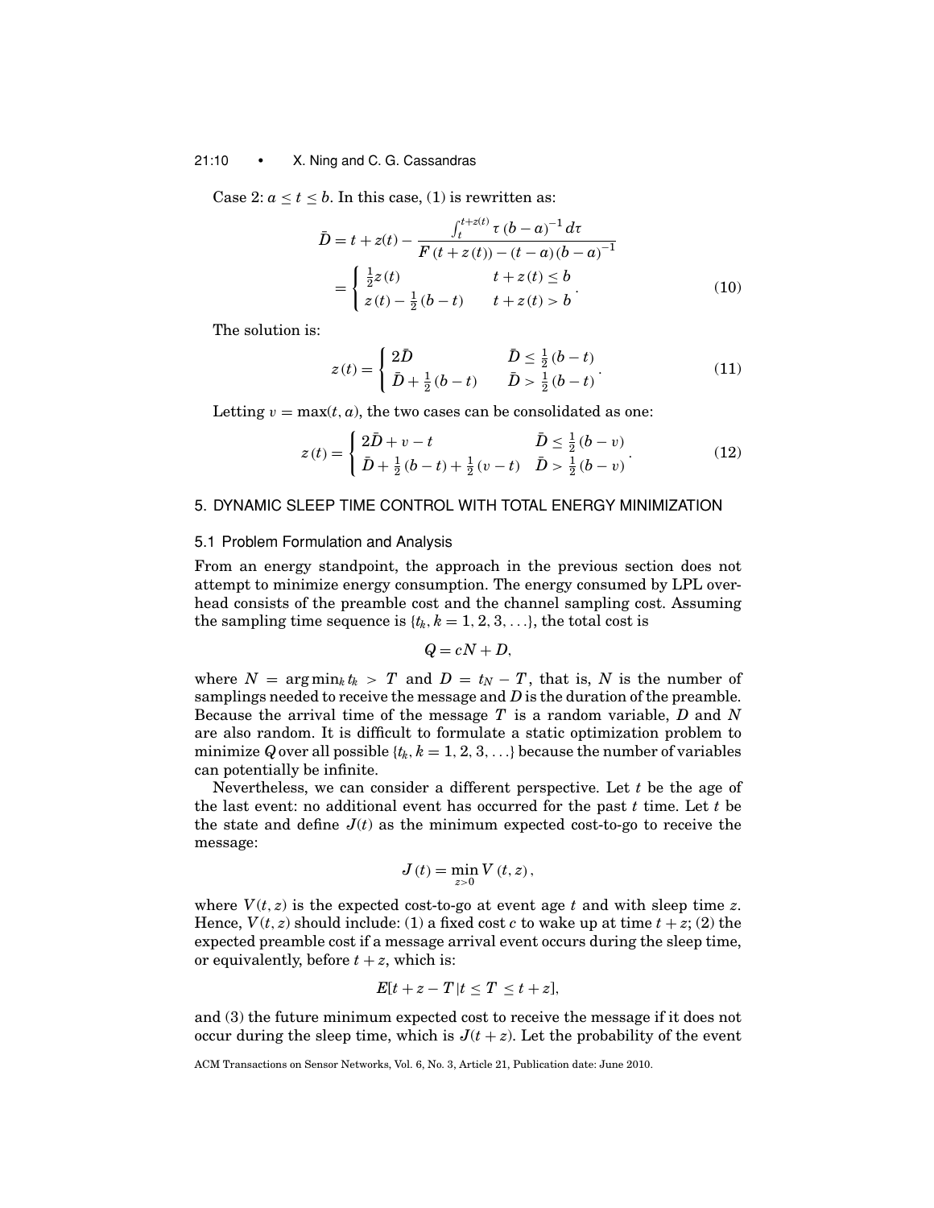Case 2: $a \le t \le b$. In this case, (1) is rewritten as:

$$\bar{D} = t + z(t) - \frac{\int_t^{t+z(t)} \tau (b-a)^{-1} d\tau}{F(t+z(t)) - (t-a)(b-a)^{-1}}$$

$$= \begin{cases} \frac{1}{2} z(t) & t + z(t) \le b \\ z(t) - \frac{1}{2}(b-t) & t + z(t) > b \end{cases}. \tag{10}$$

The solution is:

$$z(t) = \begin{cases} 2\bar{D} & \bar{D} \le \frac{1}{2}(b-t) \\ \bar{D} + \frac{1}{2}(b-t) & \bar{D} > \frac{1}{2}(b-t) \end{cases}. \tag{11}$$

Letting $v = \max(t, a)$, the two cases can be consolidated as one:

$$z(t) = \begin{cases} 2\bar{D} + v - t & \bar{D} \le \frac{1}{2}(b-v) \\ \bar{D} + \frac{1}{2}(b-t) + \frac{1}{2}(v-t) & \bar{D} > \frac{1}{2}(b-v) \end{cases}. \tag{12}$$

## 5. DYNAMIC SLEEP TIME CONTROL WITH TOTAL ENERGY MINIMIZATION

### 5.1 Problem Formulation and Analysis

From an energy standpoint, the approach in the previous section does not attempt to minimize energy consumption. The energy consumed by LPL overhead consists of the preamble cost and the channel sampling cost. Assuming the sampling time sequence is $\{t_k, k = 1, 2, 3, \ldots\}$, the total cost is

$$Q = cN + D,$$

where $N = \arg\min_k t_k > T$ and $D = t_N - T$, that is, $N$ is the number of samplings needed to receive the message and $D$ is the duration of the preamble. Because the arrival time of the message $T$ is a random variable, $D$ and $N$ are also random. It is difficult to formulate a static optimization problem to minimize $Q$ over all possible $\{t_k, k = 1, 2, 3, \ldots\}$ because the number of variables can potentially be infinite.

Nevertheless, we can consider a different perspective. Let $t$ be the age of the last event: no additional event has occurred for the past $t$ time. Let $t$ be the state and define $J(t)$ as the minimum expected cost-to-go to receive the message:

$$J(t) = \min_{z>0} V(t, z),$$

where $V(t, z)$ is the expected cost-to-go at event age $t$ and with sleep time $z$. Hence, $V(t, z)$ should include: (1) a fixed cost $c$ to wake up at time $t + z$; (2) the expected preamble cost if a message arrival event occurs during the sleep time, or equivalently, before $t + z$, which is:

$$E[t + z - T | t \le T \le t + z],$$

and (3) the future minimum expected cost to receive the message if it does not occur during the sleep time, which is $J(t + z)$. Let the probability of the event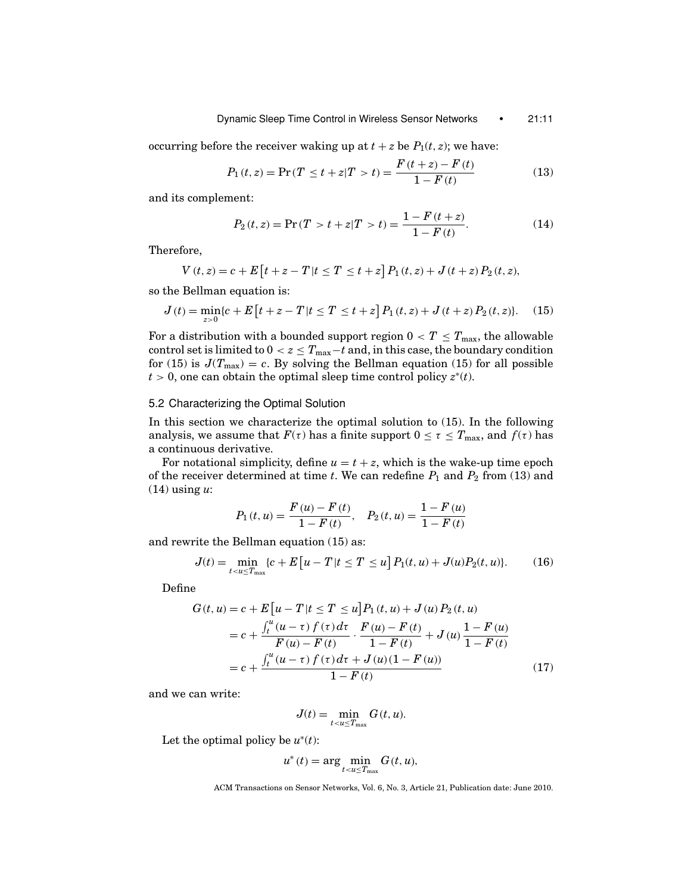occurring before the receiver waking up at $t + z$ be $P_1(t, z)$; we have:

$$P_1(t, z) = \Pr(T \leq t + z | T > t) = \frac{F(t + z) - F(t)}{1 - F(t)} \tag{13}$$

and its complement:

$$P_2(t, z) = \Pr(T > t + z | T > t) = \frac{1 - F(t + z)}{1 - F(t)}. \tag{14}$$

Therefore,

$$V(t, z) = c + E\left[t + z - T | t \leq T \leq t + z\right] P_1(t, z) + J(t + z) P_2(t, z),$$

so the Bellman equation is:

$$J(t) = \min_{z > 0} \{c + E\left[t + z - T | t \leq T \leq t + z\right] P_1(t, z) + J(t + z) P_2(t, z)\}. \tag{15}$$

For a distribution with a bounded support region $0 < T \leq T_{\max}$, the allowable control set is limited to $0 < z \leq T_{\max} - t$ and, in this case, the boundary condition for (15) is $J(T_{\max}) = c$. By solving the Bellman equation (15) for all possible $t > 0$, one can obtain the optimal sleep time control policy $z^*(t)$.

### 5.2 Characterizing the Optimal Solution

In this section we characterize the optimal solution to (15). In the following analysis, we assume that $F(\tau)$ has a finite support $0 \leq \tau \leq T_{\max}$, and $f(\tau)$ has a continuous derivative.

For notational simplicity, define $u = t + z$, which is the wake-up time epoch of the receiver determined at time $t$. We can redefine $P_1$ and $P_2$ from (13) and (14) using $u$:

$$P_1(t, u) = \frac{F(u) - F(t)}{1 - F(t)}, \quad P_2(t, u) = \frac{1 - F(u)}{1 - F(t)}$$

and rewrite the Bellman equation (15) as:

$$J(t) = \min_{t < u \leq T_{\max}} \{c + E\left[u - T | t \leq T \leq u\right] P_1(t, u) + J(u) P_2(t, u)\}. \tag{16}$$

Define

$$\begin{aligned}
G(t, u) &= c + E\left[u - T | t \leq T \leq u\right] P_1(t, u) + J(u) P_2(t, u) \\
&= c + \frac{\int_t^u (u - \tau) f(\tau) d\tau}{F(u) - F(t)} \cdot \frac{F(u) - F(t)}{1 - F(t)} + J(u) \frac{1 - F(u)}{1 - F(t)} \\
&= c + \frac{\int_t^u (u - \tau) f(\tau) d\tau + J(u)(1 - F(u))}{1 - F(t)}
\end{aligned} \tag{17}$$

and we can write:

$$J(t) = \min_{t < u \leq T_{\max}} G(t, u).$$

Let the optimal policy be $u^*(t)$:

$$u^*(t) = \arg \min_{t < u \leq T_{\max}} G(t, u),$$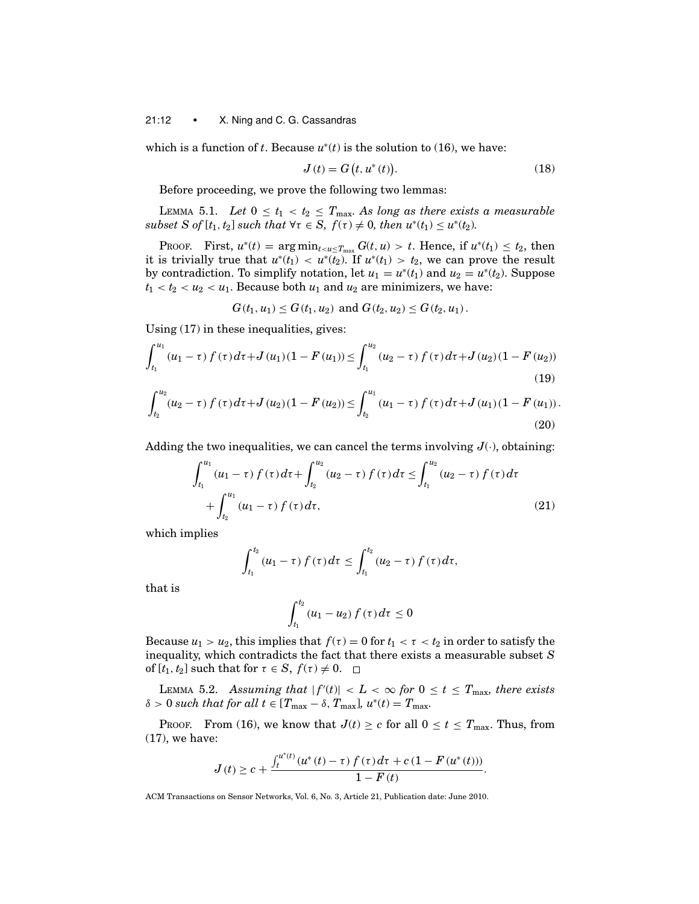which is a function of $t$. Because $u^*(t)$ is the solution to (16), we have:

$$J(t) = G\left(t, u^*(t)\right). \tag{18}$$

Before proceeding, we prove the following two lemmas:

LEMMA 5.1. *Let $0 \leq t_1 < t_2 \leq T_{\max}$. As long as there exists a measurable subset $S$ of $[t_1, t_2]$ such that $\forall \tau \in S,\ f(\tau) \neq 0$, then $u^*(t_1) \leq u^*(t_2)$.*

PROOF. First, $u^*(t) = \arg\min_{t<u\leq T_{\max}} G(t, u) > t$. Hence, if $u^*(t_1) \leq t_2$, then it is trivially true that $u^*(t_1) < u^*(t_2)$. If $u^*(t_1) > t_2$, we can prove the result by contradiction. To simplify notation, let $u_1 = u^*(t_1)$ and $u_2 = u^*(t_2)$. Suppose $t_1 < t_2 < u_2 < u_1$. Because both $u_1$ and $u_2$ are minimizers, we have:

$$G(t_1, u_1) \leq G(t_1, u_2) \text{ and } G(t_2, u_2) \leq G(t_2, u_1).$$

Using (17) in these inequalities, gives:

$$\int_{t_1}^{u_1} (u_1 - \tau) f(\tau) d\tau + J(u_1)(1 - F(u_1)) \leq \int_{t_1}^{u_2} (u_2 - \tau) f(\tau) d\tau + J(u_2)(1 - F(u_2)) \tag{19}$$

$$\int_{t_2}^{u_2} (u_2 - \tau) f(\tau) d\tau + J(u_2)(1 - F(u_2)) \leq \int_{t_2}^{u_1} (u_1 - \tau) f(\tau) d\tau + J(u_1)(1 - F(u_1)). \tag{20}$$

Adding the two inequalities, we can cancel the terms involving $J(\cdot)$, obtaining:

$$\int_{t_1}^{u_1} (u_1 - \tau) f(\tau) d\tau + \int_{t_2}^{u_2} (u_2 - \tau) f(\tau) d\tau \leq \int_{t_1}^{u_2} (u_2 - \tau) f(\tau) d\tau + \int_{t_2}^{u_1} (u_1 - \tau) f(\tau) d\tau, \tag{21}$$

which implies

$$\int_{t_1}^{t_2} (u_1 - \tau) f(\tau) d\tau \leq \int_{t_1}^{t_2} (u_2 - \tau) f(\tau) d\tau,$$

that is

$$\int_{t_1}^{t_2} (u_1 - u_2) f(\tau) d\tau \leq 0$$

Because $u_1 > u_2$, this implies that $f(\tau) = 0$ for $t_1 < \tau < t_2$ in order to satisfy the inequality, which contradicts the fact that there exists a measurable subset $S$ of $[t_1, t_2]$ such that for $\tau \in S$, $f(\tau) \neq 0$. □

LEMMA 5.2. *Assuming that $|f'(t)| < L < \infty$ for $0 \leq t \leq T_{\max}$, there exists $\delta > 0$ such that for all $t \in [T_{\max} - \delta, T_{\max}]$, $u^*(t) = T_{\max}$.*

PROOF. From (16), we know that $J(t) \geq c$ for all $0 \leq t \leq T_{\max}$. Thus, from (17), we have:

$$J(t) \geq c + \frac{\int_t^{u^*(t)} (u^*(t) - \tau) f(\tau) d\tau + c(1 - F(u^*(t)))}{1 - F(t)}.$$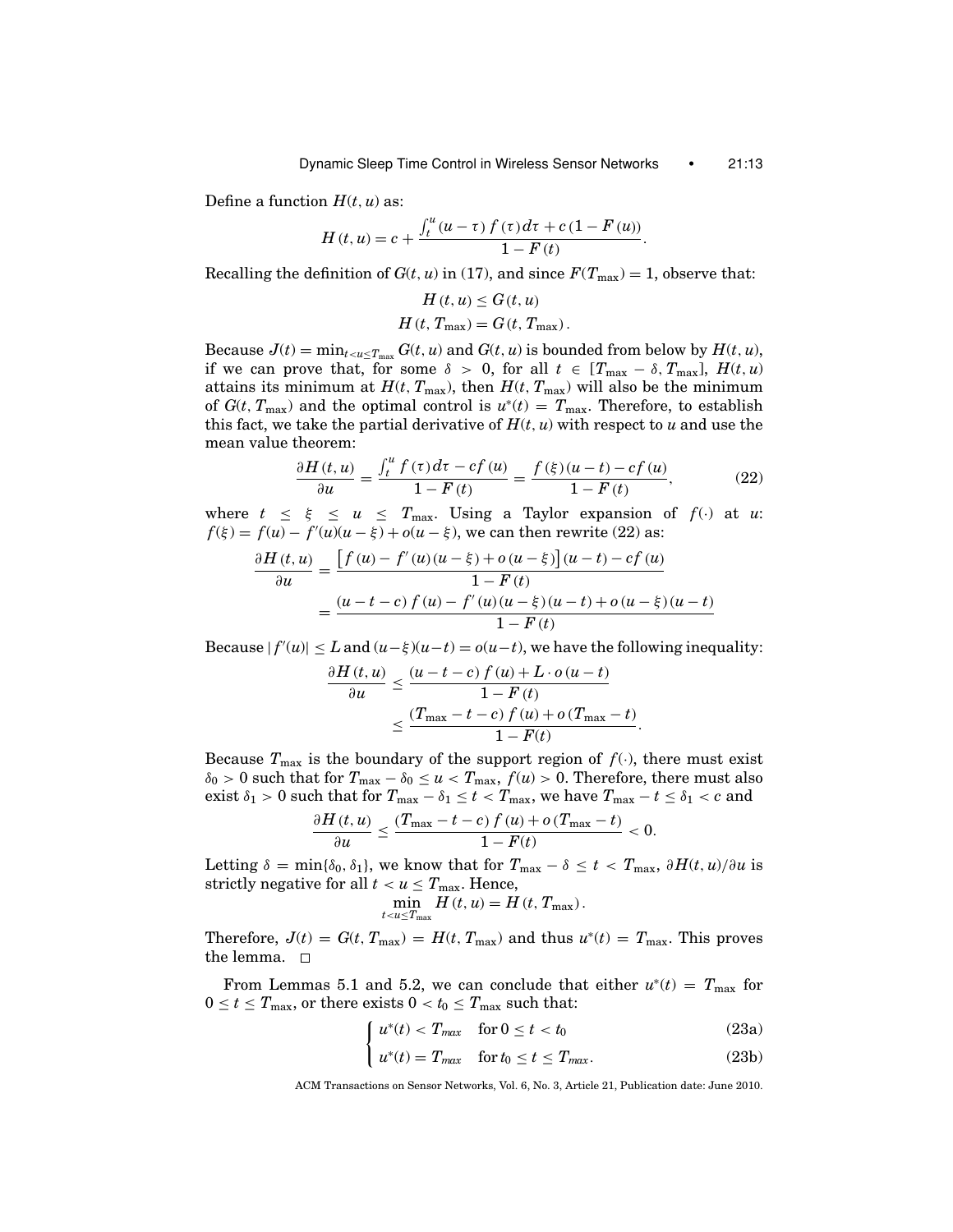Define a function $H(t, u)$ as:

$$H(t, u) = c + \frac{\int_t^u (u - \tau) f(\tau) d\tau + c(1 - F(u))}{1 - F(t)}.$$

Recalling the definition of $G(t, u)$ in (17), and since $F(T_{\max}) = 1$, observe that:

$$H(t, u) \leq G(t, u)$$
$$H(t, T_{\max}) = G(t, T_{\max}).$$

Because $J(t) = \min_{t<u\leq T_{\max}} G(t, u)$ and $G(t, u)$ is bounded from below by $H(t, u)$, if we can prove that, for some $\delta > 0$, for all $t \in [T_{\max} - \delta, T_{\max}]$, $H(t, u)$ attains its minimum at $H(t, T_{\max})$, then $H(t, T_{\max})$ will also be the minimum of $G(t, T_{\max})$ and the optimal control is $u^*(t) = T_{\max}$. Therefore, to establish this fact, we take the partial derivative of $H(t, u)$ with respect to $u$ and use the mean value theorem:

$$\frac{\partial H(t, u)}{\partial u} = \frac{\int_t^u f(\tau) d\tau - cf(u)}{1 - F(t)} = \frac{f(\xi)(u - t) - cf(u)}{1 - F(t)}, \tag{22}$$

where $t \leq \xi \leq u \leq T_{\max}$. Using a Taylor expansion of $f(\cdot)$ at $u$: $f(\xi) = f(u) - f'(u)(u - \xi) + o(u - \xi)$, we can then rewrite (22) as:

$$\begin{aligned}
\frac{\partial H(t, u)}{\partial u} &= \frac{\left[f(u) - f'(u)(u - \xi) + o(u - \xi)\right](u - t) - cf(u)}{1 - F(t)} \\
&= \frac{(u - t - c) f(u) - f'(u)(u - \xi)(u - t) + o(u - \xi)(u - t)}{1 - F(t)}
\end{aligned}$$

Because $|f'(u)| \leq L$ and $(u-\xi)(u-t) = o(u-t)$, we have the following inequality:

$$\begin{aligned}
\frac{\partial H(t, u)}{\partial u} &\leq \frac{(u - t - c) f(u) + L \cdot o(u - t)}{1 - F(t)} \\
&\leq \frac{(T_{\max} - t - c) f(u) + o(T_{\max} - t)}{1 - F(t)}.
\end{aligned}$$

Because $T_{\max}$ is the boundary of the support region of $f(\cdot)$, there must exist $\delta_0 > 0$ such that for $T_{\max} - \delta_0 \leq u < T_{\max}$, $f(u) > 0$. Therefore, there must also exist $\delta_1 > 0$ such that for $T_{\max} - \delta_1 \leq t < T_{\max}$, we have $T_{\max} - t \leq \delta_1 < c$ and

$$\frac{\partial H(t, u)}{\partial u} \leq \frac{(T_{\max} - t - c) f(u) + o(T_{\max} - t)}{1 - F(t)} < 0.$$

Letting $\delta = \min\{\delta_0, \delta_1\}$, we know that for $T_{\max} - \delta \leq t < T_{\max}$, $\partial H(t, u)/\partial u$ is strictly negative for all $t < u \leq T_{\max}$. Hence,

$$\min_{t<u\leq T_{\max}} H(t, u) = H(t, T_{\max}).$$

Therefore, $J(t) = G(t, T_{\max}) = H(t, T_{\max})$ and thus $u^*(t) = T_{\max}$. This proves the lemma. □

From Lemmas 5.1 and 5.2, we can conclude that either $u^*(t) = T_{\max}$ for $0 \leq t \leq T_{\max}$, or there exists $0 < t_0 \leq T_{\max}$ such that:

$$u^*(t) < T_{max} \quad \text{for } 0 \leq t < t_0 \tag{23a}$$

$$u^*(t) = T_{max} \quad \text{for } t_0 \leq t \leq T_{max}. \tag{23b}$$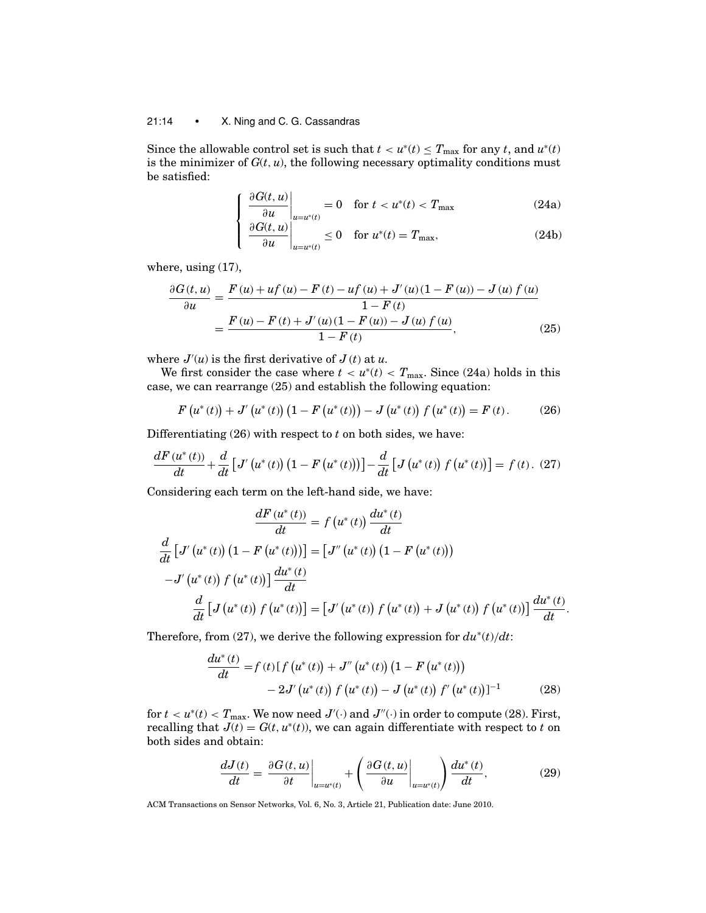Since the allowable control set is such that $t < u^*(t) \leq T_{\max}$ for any $t$, and $u^*(t)$ is the minimizer of $G(t, u)$, the following necessary optimality conditions must be satisfied:

$$
\begin{cases}
\left. \dfrac{\partial G(t,u)}{\partial u} \right|_{u=u^*(t)} = 0 \quad \text{for } t < u^*(t) < T_{\max} & \text{(24a)} \\[2ex]
\left. \dfrac{\partial G(t,u)}{\partial u} \right|_{u=u^*(t)} \leq 0 \quad \text{for } u^*(t) = T_{\max}, & \text{(24b)}
\end{cases}
$$

where, using (17),

$$
\begin{aligned}
\frac{\partial G(t,u)}{\partial u} &= \frac{F(u) + uf(u) - F(t) - uf(u) + J'(u)(1 - F(u)) - J(u)\, f(u)}{1 - F(t)} \\
&= \frac{F(u) - F(t) + J'(u)(1 - F(u)) - J(u)\, f(u)}{1 - F(t)},
\end{aligned} \tag{25}
$$

where $J'(u)$ is the first derivative of $J(t)$ at $u$.

We first consider the case where $t < u^*(t) < T_{\max}$. Since (24a) holds in this case, we can rearrange (25) and establish the following equation:

$$
F\left(u^*(t)\right) + J'\left(u^*(t)\right)\left(1 - F\left(u^*(t)\right)\right) - J\left(u^*(t)\right) f\left(u^*(t)\right) = F(t). \tag{26}
$$

Differentiating (26) with respect to $t$ on both sides, we have:

$$
\frac{dF(u^*(t))}{dt} + \frac{d}{dt}\left[J'\left(u^*(t)\right)\left(1 - F\left(u^*(t)\right)\right)\right] - \frac{d}{dt}\left[J\left(u^*(t)\right) f\left(u^*(t)\right)\right] = f(t). \tag{27}
$$

Considering each term on the left-hand side, we have:

$$
\frac{dF(u^*(t))}{dt} = f\left(u^*(t)\right) \frac{du^*(t)}{dt}
$$

$$
\begin{aligned}
\frac{d}{dt}\left[J'\left(u^*(t)\right)\left(1 - F\left(u^*(t)\right)\right)\right] &= \left[J''\left(u^*(t)\right)\left(1 - F\left(u^*(t)\right)\right)\right. \\
&\quad \left. - J'\left(u^*(t)\right) f\left(u^*(t)\right)\right] \frac{du^*(t)}{dt}
\end{aligned}
$$

$$
\frac{d}{dt}\left[J\left(u^*(t)\right) f\left(u^*(t)\right)\right] = \left[J'\left(u^*(t)\right) f\left(u^*(t)\right) + J\left(u^*(t)\right) f\left(u^*(t)\right)\right] \frac{du^*(t)}{dt}.
$$

Therefore, from (27), we derive the following expression for $du^*(t)/dt$:

$$
\begin{aligned}
\frac{du^*(t)}{dt} = f(t)\left[f\left(u^*(t)\right) + J''\left(u^*(t)\right)\left(1 - F\left(u^*(t)\right)\right)\right. \\
\left. - 2J'\left(u^*(t)\right) f\left(u^*(t)\right) - J\left(u^*(t)\right) f'\left(u^*(t)\right)\right]^{-1}
\end{aligned} \tag{28}
$$

for $t < u^*(t) < T_{\max}$. We now need $J'(\cdot)$ and $J''(\cdot)$ in order to compute (28). First, recalling that $J(t) = G(t, u^*(t))$, we can again differentiate with respect to $t$ on both sides and obtain:

$$
\frac{dJ(t)}{dt} = \left. \frac{\partial G(t,u)}{\partial t} \right|_{u=u^*(t)} + \left( \left. \frac{\partial G(t,u)}{\partial u} \right|_{u=u^*(t)} \right) \frac{du^*(t)}{dt}, \tag{29}
$$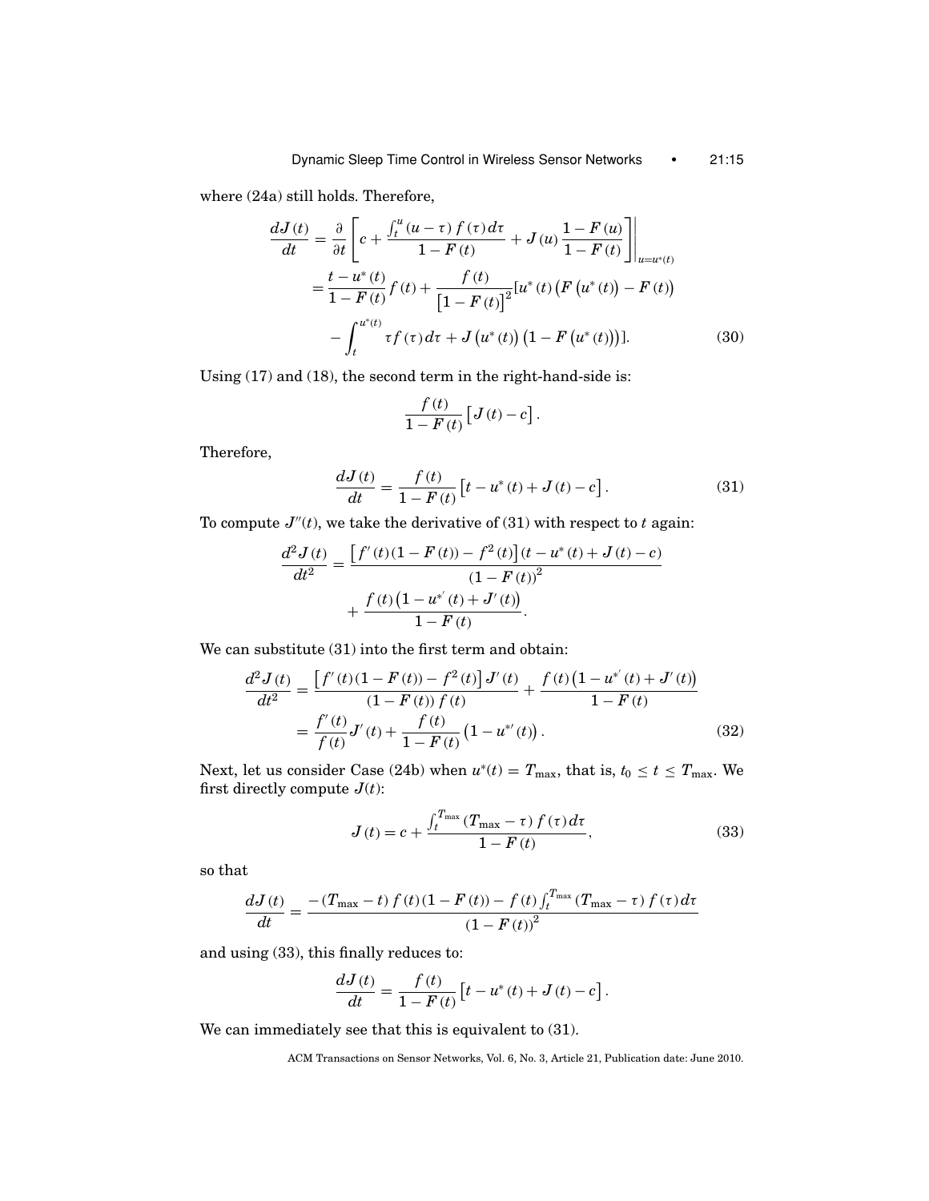where (24a) still holds. Therefore,

$$
\begin{aligned}
\frac{dJ(t)}{dt} &= \frac{\partial}{\partial t}\left[c + \frac{\int_t^u (u-\tau) f(\tau) d\tau}{1-F(t)} + J(u)\frac{1-F(u)}{1-F(t)}\right]\Bigg|_{u=u^*(t)} \\
&= \frac{t-u^*(t)}{1-F(t)} f(t) + \frac{f(t)}{\left[1-F(t)\right]^2}[u^*(t)\left(F\left(u^*(t)\right) - F(t)\right) \\
&\quad - \int_t^{u^*(t)} \tau f(\tau) d\tau + J\left(u^*(t)\right)\left(1-F\left(u^*(t)\right)\right)].
\end{aligned} \tag{30}
$$

Using (17) and (18), the second term in the right-hand-side is:

$$
\frac{f(t)}{1-F(t)}\left[J(t) - c\right].
$$

Therefore,

$$
\frac{dJ(t)}{dt} = \frac{f(t)}{1-F(t)}\left[t - u^*(t) + J(t) - c\right]. \tag{31}
$$

To compute $J''(t)$, we take the derivative of (31) with respect to $t$ again:

$$
\begin{aligned}
\frac{d^2 J(t)}{dt^2} &= \frac{\left[f'(t)(1-F(t)) - f^2(t)\right](t - u^*(t) + J(t) - c)}{(1-F(t))^2} \\
&\quad + \frac{f(t)\left(1 - u^{*'}(t) + J'(t)\right)}{1-F(t)}.
\end{aligned}
$$

We can substitute (31) into the first term and obtain:

$$
\begin{aligned}
\frac{d^2 J(t)}{dt^2} &= \frac{\left[f'(t)(1-F(t)) - f^2(t)\right] J'(t)}{(1-F(t)) f(t)} + \frac{f(t)\left(1 - u^{*'}(t) + J'(t)\right)}{1-F(t)} \\
&= \frac{f'(t)}{f(t)} J'(t) + \frac{f(t)}{1-F(t)}\left(1 - u^{*\prime}(t)\right).
\end{aligned} \tag{32}
$$

Next, let us consider Case (24b) when $u^*(t) = T_{\max}$, that is, $t_0 \leq t \leq T_{\max}$. We first directly compute $J(t)$:

$$
J(t) = c + \frac{\int_t^{T_{\max}} (T_{\max} - \tau) f(\tau) d\tau}{1-F(t)}, \tag{33}
$$

so that

$$
\frac{dJ(t)}{dt} = \frac{-(T_{\max} - t) f(t)(1-F(t)) - f(t)\int_t^{T_{\max}} (T_{\max} - \tau) f(\tau) d\tau}{(1-F(t))^2}
$$

and using (33), this finally reduces to:

$$
\frac{dJ(t)}{dt} = \frac{f(t)}{1-F(t)}\left[t - u^*(t) + J(t) - c\right].
$$

We can immediately see that this is equivalent to (31).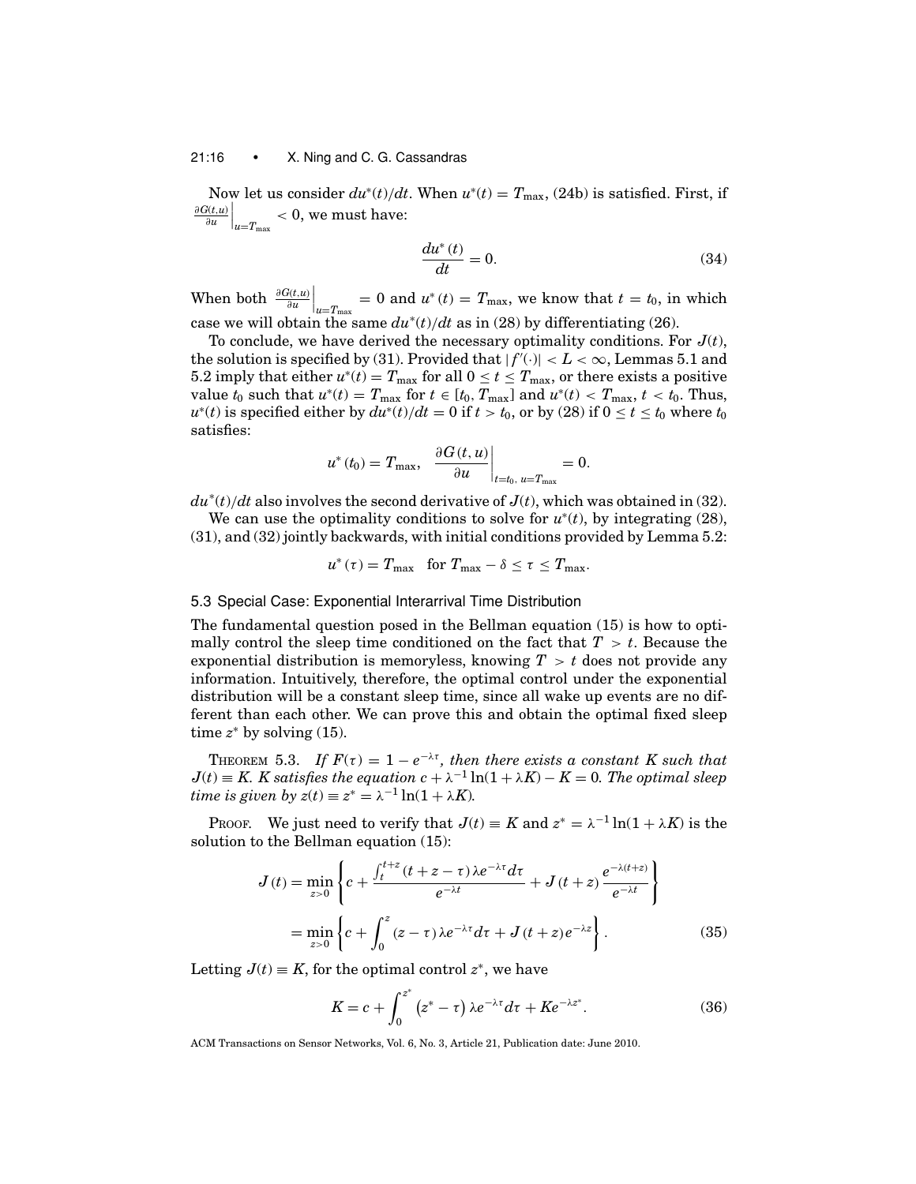Now let us consider $du^*(t)/dt$. When $u^*(t) = T_{\max}$, (24b) is satisfied. First, if $\left.\frac{\partial G(t,u)}{\partial u}\right|_{u=T_{\max}} < 0$, we must have:

$$\frac{du^*(t)}{dt} = 0. \tag{34}$$

When both $\left.\frac{\partial G(t,u)}{\partial u}\right|_{u=T_{\max}} = 0$ and $u^*(t) = T_{\max}$, we know that $t = t_0$, in which case we will obtain the same $du^*(t)/dt$ as in (28) by differentiating (26).

To conclude, we have derived the necessary optimality conditions. For $J(t)$, the solution is specified by (31). Provided that $|f'(\cdot)| < L < \infty$, Lemmas 5.1 and 5.2 imply that either $u^*(t) = T_{\max}$ for all $0 \leq t \leq T_{\max}$, or there exists a positive value $t_0$ such that $u^*(t) = T_{\max}$ for $t \in [t_0, T_{\max}]$ and $u^*(t) < T_{\max}$, $t < t_0$. Thus, $u^*(t)$ is specified either by $du^*(t)/dt = 0$ if $t > t_0$, or by (28) if $0 \leq t \leq t_0$ where $t_0$ satisfies:

$$u^*(t_0) = T_{\max}, \quad \left.\frac{\partial G(t,u)}{\partial u}\right|_{t=t_0,\ u=T_{\max}} = 0.$$

$du^*(t)/dt$ also involves the second derivative of $J(t)$, which was obtained in (32).

We can use the optimality conditions to solve for $u^*(t)$, by integrating (28), (31), and (32) jointly backwards, with initial conditions provided by Lemma 5.2:

$$u^*(\tau) = T_{\max} \quad \text{for } T_{\max} - \delta \leq \tau \leq T_{\max}.$$

### 5.3 Special Case: Exponential Interarrival Time Distribution

The fundamental question posed in the Bellman equation (15) is how to optimally control the sleep time conditioned on the fact that $T > t$. Because the exponential distribution is memoryless, knowing $T > t$ does not provide any information. Intuitively, therefore, the optimal control under the exponential distribution will be a constant sleep time, since all wake up events are no different than each other. We can prove this and obtain the optimal fixed sleep time $z^*$ by solving (15).

THEOREM 5.3. *If $F(\tau) = 1 - e^{-\lambda\tau}$, then there exists a constant $K$ such that $J(t) \equiv K$. $K$ satisfies the equation $c + \lambda^{-1}\ln(1 + \lambda K) - K = 0$. The optimal sleep time is given by $z(t) \equiv z^* = \lambda^{-1}\ln(1 + \lambda K)$.*

PROOF. We just need to verify that $J(t) \equiv K$ and $z^* = \lambda^{-1}\ln(1 + \lambda K)$ is the solution to the Bellman equation (15):

$$\begin{aligned} J(t) &= \min_{z>0}\left\{c + \frac{\int_t^{t+z}(t + z - \tau)\lambda e^{-\lambda\tau}d\tau}{e^{-\lambda t}} + J(t+z)\frac{e^{-\lambda(t+z)}}{e^{-\lambda t}}\right\} \\ &= \min_{z>0}\left\{c + \int_0^z (z - \tau)\lambda e^{-\lambda\tau}d\tau + J(t+z)e^{-\lambda z}\right\}. \end{aligned} \tag{35}$$

Letting $J(t) \equiv K$, for the optimal control $z^*$, we have

$$K = c + \int_0^{z^*}\left(z^* - \tau\right)\lambda e^{-\lambda\tau}d\tau + Ke^{-\lambda z^*}. \tag{36}$$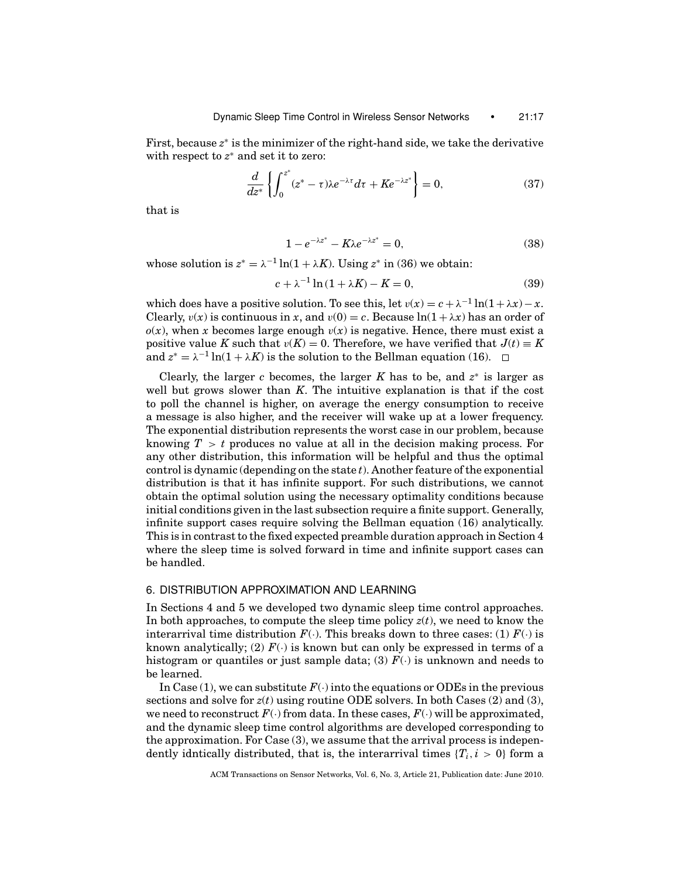First, because $z^*$ is the minimizer of the right-hand side, we take the derivative with respect to $z^*$ and set it to zero:

$$\frac{d}{dz^*}\left\{\int_0^{z^*}(z^*-\tau)\lambda e^{-\lambda\tau}d\tau + Ke^{-\lambda z^*}\right\} = 0, \tag{37}$$

that is

$$1 - e^{-\lambda z^*} - K\lambda e^{-\lambda z^*} = 0, \tag{38}$$

whose solution is $z^* = \lambda^{-1}\ln(1+\lambda K)$. Using $z^*$ in (36) we obtain:

$$c + \lambda^{-1}\ln(1+\lambda K) - K = 0, \tag{39}$$

which does have a positive solution. To see this, let $v(x) = c + \lambda^{-1}\ln(1+\lambda x) - x$. Clearly, $v(x)$ is continuous in $x$, and $v(0) = c$. Because $\ln(1+\lambda x)$ has an order of $o(x)$, when $x$ becomes large enough $v(x)$ is negative. Hence, there must exist a positive value $K$ such that $v(K) = 0$. Therefore, we have verified that $J(t) \equiv K$ and $z^* = \lambda^{-1}\ln(1+\lambda K)$ is the solution to the Bellman equation (16). □

Clearly, the larger $c$ becomes, the larger $K$ has to be, and $z^*$ is larger as well but grows slower than $K$. The intuitive explanation is that if the cost to poll the channel is higher, on average the energy consumption to receive a message is also higher, and the receiver will wake up at a lower frequency. The exponential distribution represents the worst case in our problem, because knowing $T > t$ produces no value at all in the decision making process. For any other distribution, this information will be helpful and thus the optimal control is dynamic (depending on the state $t$). Another feature of the exponential distribution is that it has infinite support. For such distributions, we cannot obtain the optimal solution using the necessary optimality conditions because initial conditions given in the last subsection require a finite support. Generally, infinite support cases require solving the Bellman equation (16) analytically. This is in contrast to the fixed expected preamble duration approach in Section 4 where the sleep time is solved forward in time and infinite support cases can be handled.

## 6. DISTRIBUTION APPROXIMATION AND LEARNING

In Sections 4 and 5 we developed two dynamic sleep time control approaches. In both approaches, to compute the sleep time policy $z(t)$, we need to know the interarrival time distribution $F(\cdot)$. This breaks down to three cases: (1) $F(\cdot)$ is known analytically; (2) $F(\cdot)$ is known but can only be expressed in terms of a histogram or quantiles or just sample data; (3) $F(\cdot)$ is unknown and needs to be learned.

In Case (1), we can substitute $F(\cdot)$ into the equations or ODEs in the previous sections and solve for $z(t)$ using routine ODE solvers. In both Cases (2) and (3), we need to reconstruct $F(\cdot)$ from data. In these cases, $F(\cdot)$ will be approximated, and the dynamic sleep time control algorithms are developed corresponding to the approximation. For Case (3), we assume that the arrival process is independently idntically distributed, that is, the interarrival times $\{T_i, i > 0\}$ form a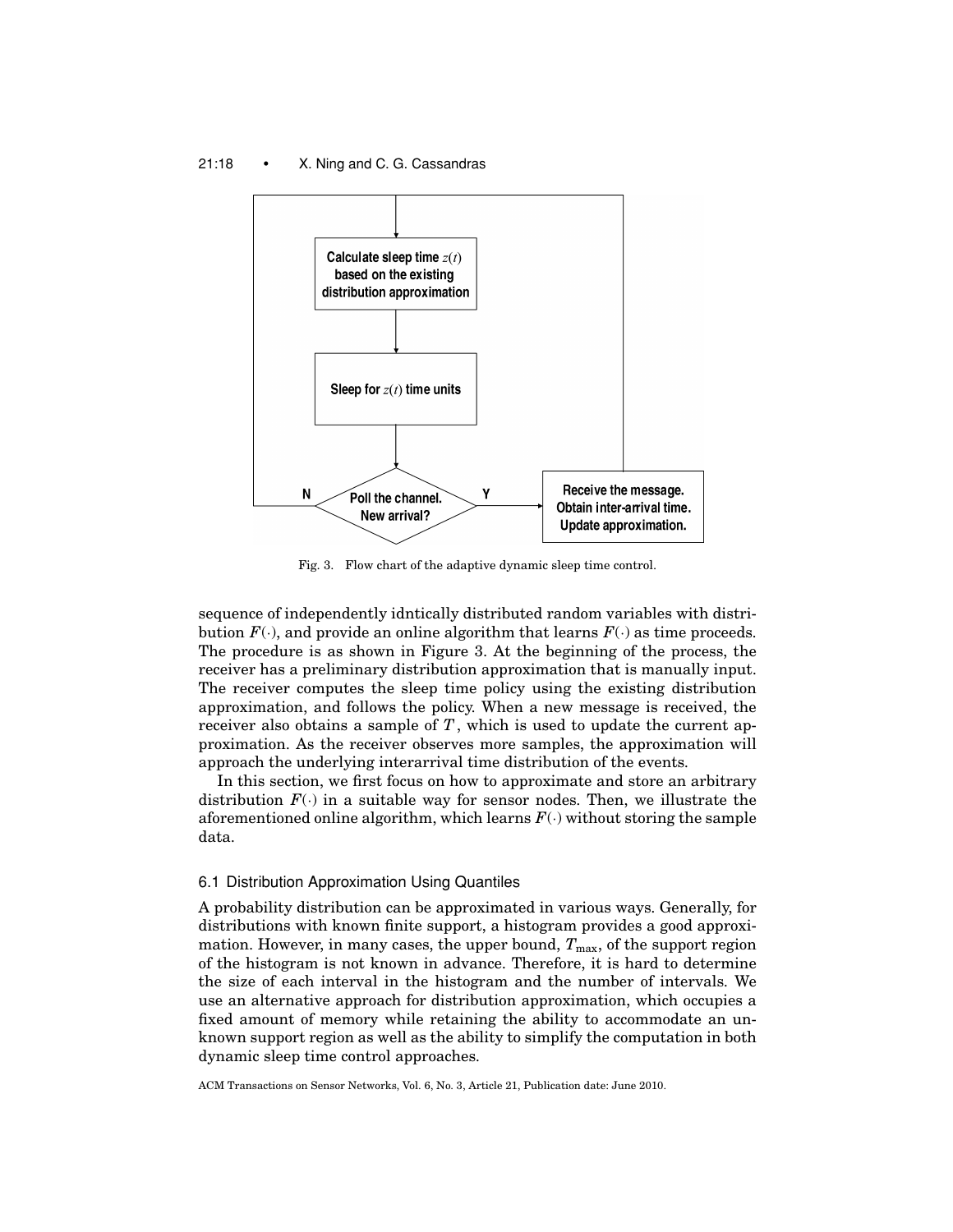Fig. 3. Flow chart of the adaptive dynamic sleep time control.

sequence of independently idntically distributed random variables with distribution $F(\cdot)$, and provide an online algorithm that learns $F(\cdot)$ as time proceeds. The procedure is as shown in Figure 3. At the beginning of the process, the receiver has a preliminary distribution approximation that is manually input. The receiver computes the sleep time policy using the existing distribution approximation, and follows the policy. When a new message is received, the receiver also obtains a sample of $T$, which is used to update the current approximation. As the receiver observes more samples, the approximation will approach the underlying interarrival time distribution of the events.

In this section, we first focus on how to approximate and store an arbitrary distribution $F(\cdot)$ in a suitable way for sensor nodes. Then, we illustrate the aforementioned online algorithm, which learns $F(\cdot)$ without storing the sample data.

### 6.1 Distribution Approximation Using Quantiles

A probability distribution can be approximated in various ways. Generally, for distributions with known finite support, a histogram provides a good approximation. However, in many cases, the upper bound, $T_{\max}$, of the support region of the histogram is not known in advance. Therefore, it is hard to determine the size of each interval in the histogram and the number of intervals. We use an alternative approach for distribution approximation, which occupies a fixed amount of memory while retaining the ability to accommodate an unknown support region as well as the ability to simplify the computation in both dynamic sleep time control approaches.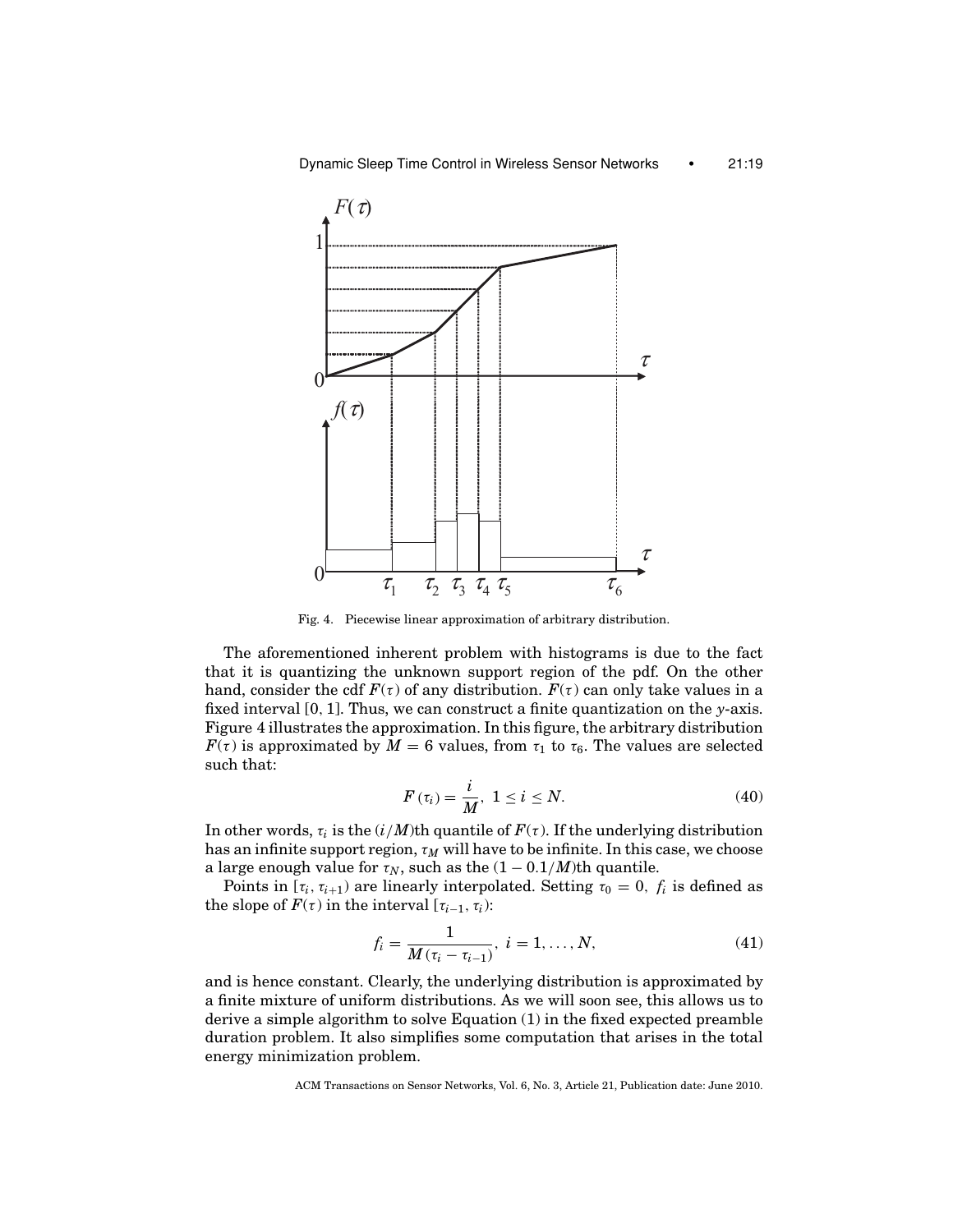Fig. 4. Piecewise linear approximation of arbitrary distribution.

The aforementioned inherent problem with histograms is due to the fact that it is quantizing the unknown support region of the pdf. On the other hand, consider the cdf $F(\tau)$ of any distribution. $F(\tau)$ can only take values in a fixed interval $[0, 1]$. Thus, we can construct a finite quantization on the $y$-axis. Figure 4 illustrates the approximation. In this figure, the arbitrary distribution $F(\tau)$ is approximated by $M = 6$ values, from $\tau_1$ to $\tau_6$. The values are selected such that:

$$F(\tau_i) = \frac{i}{M}, \; 1 \leq i \leq N. \tag{40}$$

In other words, $\tau_i$ is the $(i/M)$th quantile of $F(\tau)$. If the underlying distribution has an infinite support region, $\tau_M$ will have to be infinite. In this case, we choose a large enough value for $\tau_N$, such as the $(1 - 0.1/M)$th quantile.

Points in $[\tau_i, \tau_{i+1})$ are linearly interpolated. Setting $\tau_0 = 0$, $f_i$ is defined as the slope of $F(\tau)$ in the interval $[\tau_{i-1}, \tau_i)$:

$$f_i = \frac{1}{M(\tau_i - \tau_{i-1})}, \; i = 1, \ldots, N, \tag{41}$$

and is hence constant. Clearly, the underlying distribution is approximated by a finite mixture of uniform distributions. As we will soon see, this allows us to derive a simple algorithm to solve Equation (1) in the fixed expected preamble duration problem. It also simplifies some computation that arises in the total energy minimization problem.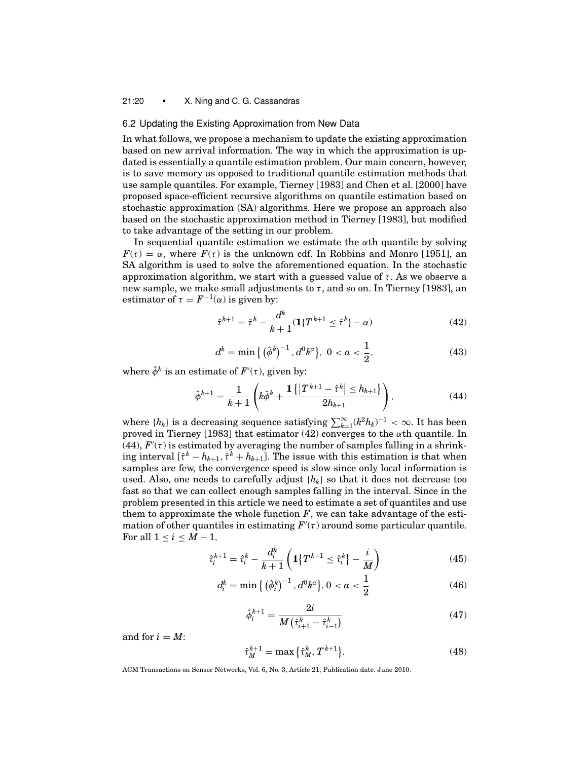### 6.2 Updating the Existing Approximation from New Data

In what follows, we propose a mechanism to update the existing approximation based on new arrival information. The way in which the approximation is updated is essentially a quantile estimation problem. Our main concern, however, is to save memory as opposed to traditional quantile estimation methods that use sample quantiles. For example, Tierney [1983] and Chen et al. [2000] have proposed space-efficient recursive algorithms on quantile estimation based on stochastic approximation (SA) algorithms. Here we propose an approach also based on the stochastic approximation method in Tierney [1983], but modified to take advantage of the setting in our problem.

In sequential quantile estimation we estimate the $\alpha$th quantile by solving $F(\tau) = \alpha$, where $F(\tau)$ is the unknown cdf. In Robbins and Monro [1951], an SA algorithm is used to solve the aforementioned equation. In the stochastic approximation algorithm, we start with a guessed value of $\tau$. As we observe a new sample, we make small adjustments to $\tau$, and so on. In Tierney [1983], an estimator of $\tau = F^{-1}(\alpha)$ is given by:

$$\hat{\tau}^{k+1} = \hat{\tau}^k - \frac{d^k}{k+1}(\mathbf{1}\{T^{k+1} \leq \hat{\tau}^k\} - \alpha) \tag{42}$$

$$d^k = \min\left\{\left(\hat{\phi}^k\right)^{-1}, d^0 k^a\right\},\ 0 < a < \frac{1}{2}, \tag{43}$$

where $\hat{\phi}^k$ is an estimate of $F'(\tau)$, given by:

$$\hat{\phi}^{k+1} = \frac{1}{k+1}\left(k\hat{\phi}^k + \frac{\mathbf{1}\left\{\left|T^{k+1} - \hat{\tau}^k\right| \leq h_{k+1}\right\}}{2h_{k+1}}\right), \tag{44}$$

where $\{h_k\}$ is a decreasing sequence satisfying $\sum_{k=1}^{\infty}(k^2 h_k)^{-1} < \infty$. It has been proved in Tierney [1983] that estimator (42) converges to the $\alpha$th quantile. In (44), $F'(\tau)$ is estimated by averaging the number of samples falling in a shrinking interval $[\hat{\tau}^k - h_{k+1}, \hat{\tau}^k + h_{k+1}]$. The issue with this estimation is that when samples are few, the convergence speed is slow since only local information is used. Also, one needs to carefully adjust $\{h_k\}$ so that it does not decrease too fast so that we can collect enough samples falling in the interval. Since in the problem presented in this article we need to estimate a set of quantiles and use them to approximate the whole function $F$, we can take advantage of the estimation of other quantiles in estimating $F'(\tau)$ around some particular quantile. For all $1 \leq i \leq M-1$,

$$\hat{\tau}_i^{k+1} = \hat{\tau}_i^k - \frac{d_i^k}{k+1}\left(\mathbf{1}\left\{T^{k+1} \leq \hat{\tau}_i^k\right\} - \frac{i}{M}\right) \tag{45}$$

$$d_i^k = \min\left\{\left(\hat{\phi}_i^k\right)^{-1}, d^0 k^a\right\}, 0 < a < \frac{1}{2} \tag{46}$$

$$\hat{\phi}_i^{k+1} = \frac{2i}{M\left(\hat{\tau}_{i+1}^k - \hat{\tau}_{i-1}^k\right)} \tag{47}$$

and for $i = M$:

$$\hat{\tau}_M^{k+1} = \max\left\{\hat{\tau}_M^k, T^{k+1}\right\}. \tag{48}$$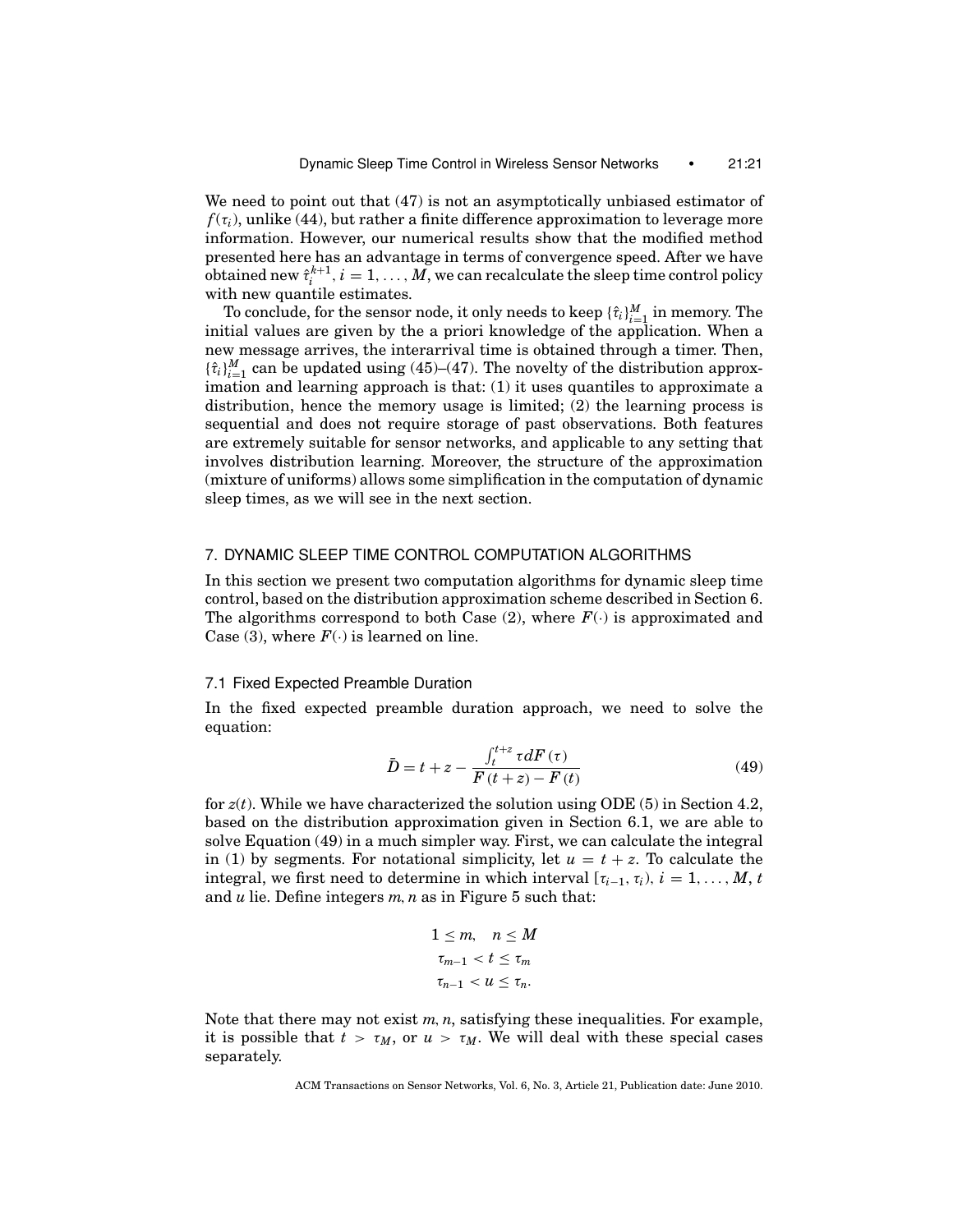We need to point out that (47) is not an asymptotically unbiased estimator of $f(\tau_i)$, unlike (44), but rather a finite difference approximation to leverage more information. However, our numerical results show that the modified method presented here has an advantage in terms of convergence speed. After we have obtained new $\hat{\tau}_i^{k+1}$, $i = 1, \ldots, M$, we can recalculate the sleep time control policy with new quantile estimates.

To conclude, for the sensor node, it only needs to keep $\{\hat{\tau}_i\}_{i=1}^M$ in memory. The initial values are given by the a priori knowledge of the application. When a new message arrives, the interarrival time is obtained through a timer. Then, $\{\hat{\tau}_i\}_{i=1}^M$ can be updated using (45)–(47). The novelty of the distribution approximation and learning approach is that: (1) it uses quantiles to approximate a distribution, hence the memory usage is limited; (2) the learning process is sequential and does not require storage of past observations. Both features are extremely suitable for sensor networks, and applicable to any setting that involves distribution learning. Moreover, the structure of the approximation (mixture of uniforms) allows some simplification in the computation of dynamic sleep times, as we will see in the next section.

## 7. DYNAMIC SLEEP TIME CONTROL COMPUTATION ALGORITHMS

In this section we present two computation algorithms for dynamic sleep time control, based on the distribution approximation scheme described in Section 6. The algorithms correspond to both Case (2), where $F(\cdot)$ is approximated and Case (3), where $F(\cdot)$ is learned on line.

### 7.1 Fixed Expected Preamble Duration

In the fixed expected preamble duration approach, we need to solve the equation:

$$\bar{D} = t + z - \frac{\int_t^{t+z} \tau dF(\tau)}{F(t+z) - F(t)} \tag{49}$$

for $z(t)$. While we have characterized the solution using ODE (5) in Section 4.2, based on the distribution approximation given in Section 6.1, we are able to solve Equation (49) in a much simpler way. First, we can calculate the integral in (1) by segments. For notational simplicity, let $u = t + z$. To calculate the integral, we first need to determine in which interval $[\tau_{i-1}, \tau_i)$, $i = 1, \ldots, M$, $t$ and $u$ lie. Define integers $m, n$ as in Figure 5 such that:

$$1 \le m, \quad n \le M$$
$$\tau_{m-1} < t \le \tau_m$$
$$\tau_{n-1} < u \le \tau_n.$$

Note that there may not exist $m, n$, satisfying these inequalities. For example, it is possible that $t > \tau_M$, or $u > \tau_M$. We will deal with these special cases separately.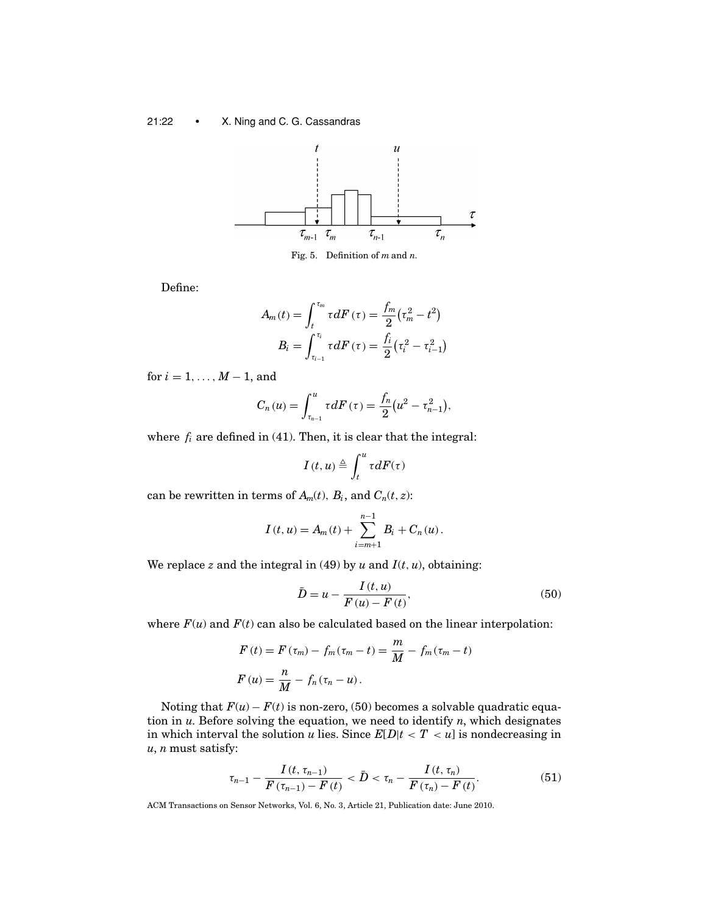Fig. 5. Definition of $m$ and $n$.

Define:

$$A_m(t) = \int_t^{\tau_m} \tau dF(\tau) = \frac{f_m}{2}\left(\tau_m^2 - t^2\right)$$
$$B_i = \int_{\tau_{i-1}}^{\tau_i} \tau dF(\tau) = \frac{f_i}{2}\left(\tau_i^2 - \tau_{i-1}^2\right)$$

for $i = 1, \ldots, M-1$, and

$$C_n(u) = \int_{\tau_{n-1}}^{u} \tau dF(\tau) = \frac{f_n}{2}\left(u^2 - \tau_{n-1}^2\right),$$

where $f_i$ are defined in (41). Then, it is clear that the integral:

$$I(t, u) \triangleq \int_t^u \tau dF(\tau)$$

can be rewritten in terms of $A_m(t)$, $B_i$, and $C_n(t, z)$:

$$I(t, u) = A_m(t) + \sum_{i=m+1}^{n-1} B_i + C_n(u).$$

We replace $z$ and the integral in (49) by $u$ and $I(t, u)$, obtaining:

$$\bar{D} = u - \frac{I(t, u)}{F(u) - F(t)}, \tag{50}$$

where $F(u)$ and $F(t)$ can also be calculated based on the linear interpolation:

$$F(t) = F(\tau_m) - f_m(\tau_m - t) = \frac{m}{M} - f_m(\tau_m - t)$$
$$F(u) = \frac{n}{M} - f_n(\tau_n - u).$$

Noting that $F(u) - F(t)$ is non-zero, (50) becomes a solvable quadratic equation in $u$. Before solving the equation, we need to identify $n$, which designates in which interval the solution $u$ lies. Since $E[D|t < T < u]$ is nondecreasing in $u$, $n$ must satisfy:

$$\tau_{n-1} - \frac{I(t, \tau_{n-1})}{F(\tau_{n-1}) - F(t)} < \bar{D} < \tau_n - \frac{I(t, \tau_n)}{F(\tau_n) - F(t)}. \tag{51}$$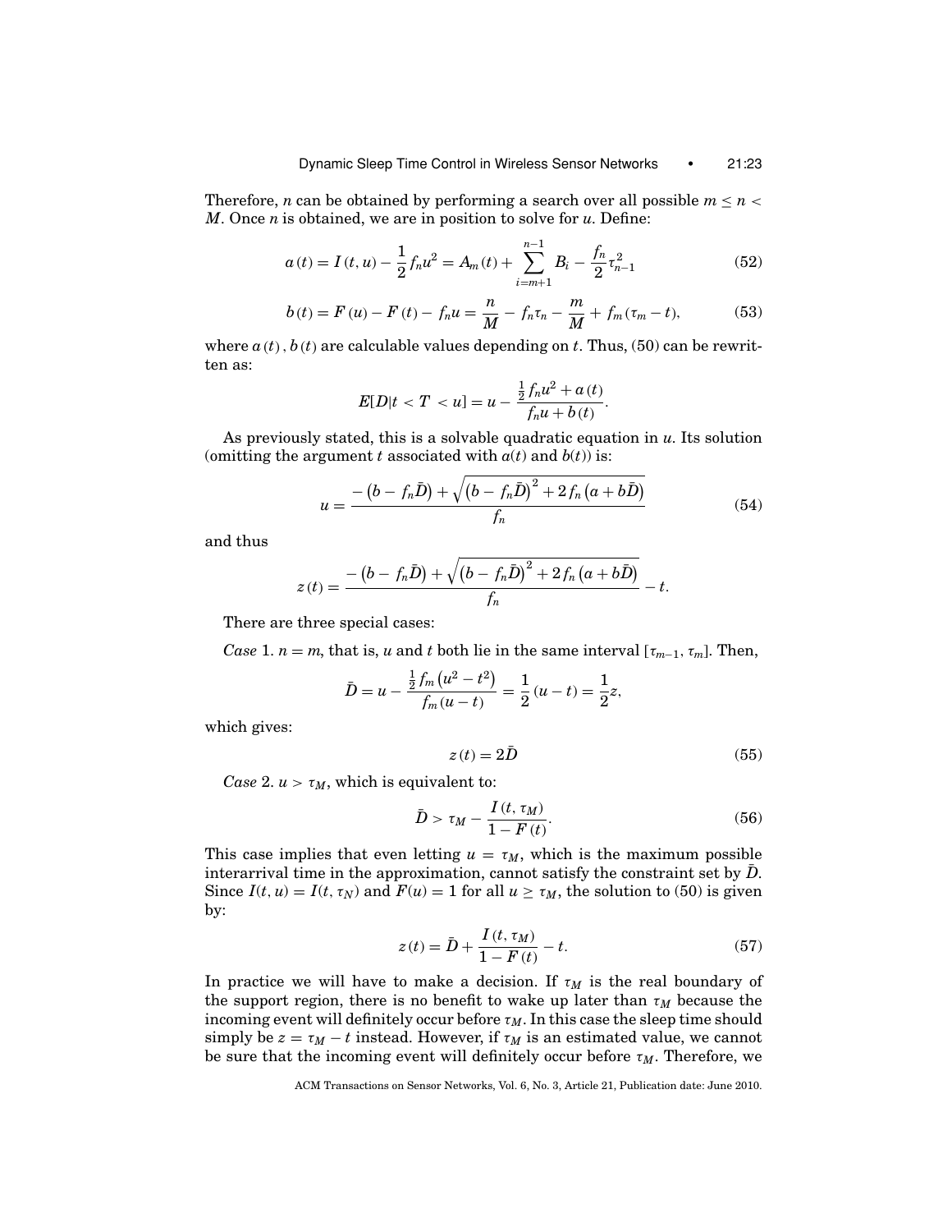Therefore, $n$ can be obtained by performing a search over all possible $m \leq n < M$. Once $n$ is obtained, we are in position to solve for $u$. Define:

$$a(t) = I(t, u) - \frac{1}{2} f_n u^2 = A_m(t) + \sum_{i=m+1}^{n-1} B_i - \frac{f_n}{2} \tau_{n-1}^2 \tag{52}$$

$$b(t) = F(u) - F(t) - f_n u = \frac{n}{M} - f_n \tau_n - \frac{m}{M} + f_m(\tau_m - t), \tag{53}$$

where $a(t), b(t)$ are calculable values depending on $t$. Thus, (50) can be rewritten as:

$$E[D|t < T < u] = u - \frac{\frac{1}{2} f_n u^2 + a(t)}{f_n u + b(t)}.$$

As previously stated, this is a solvable quadratic equation in $u$. Its solution (omitting the argument $t$ associated with $a(t)$ and $b(t)$) is:

$$u = \frac{-\left(b - f_n \bar{D}\right) + \sqrt{\left(b - f_n \bar{D}\right)^2 + 2 f_n \left(a + b\bar{D}\right)}}{f_n} \tag{54}$$

and thus

$$z(t) = \frac{-\left(b - f_n \bar{D}\right) + \sqrt{\left(b - f_n \bar{D}\right)^2 + 2 f_n \left(a + b\bar{D}\right)}}{f_n} - t.$$

There are three special cases:

*Case* 1. $n = m$, that is, $u$ and $t$ both lie in the same interval $[\tau_{m-1}, \tau_m]$. Then,

$$\bar{D} = u - \frac{\frac{1}{2} f_m \left(u^2 - t^2\right)}{f_m (u - t)} = \frac{1}{2}(u - t) = \frac{1}{2} z,$$

which gives:

$$z(t) = 2\bar{D} \tag{55}$$

*Case* 2. $u > \tau_M$, which is equivalent to:

$$\bar{D} > \tau_M - \frac{I(t, \tau_M)}{1 - F(t)}. \tag{56}$$

This case implies that even letting $u = \tau_M$, which is the maximum possible interarrival time in the approximation, cannot satisfy the constraint set by $\bar{D}$. Since $I(t, u) = I(t, \tau_N)$ and $F(u) = 1$ for all $u \geq \tau_M$, the solution to (50) is given by:

$$z(t) = \bar{D} + \frac{I(t, \tau_M)}{1 - F(t)} - t. \tag{57}$$

In practice we will have to make a decision. If $\tau_M$ is the real boundary of the support region, there is no benefit to wake up later than $\tau_M$ because the incoming event will definitely occur before $\tau_M$. In this case the sleep time should simply be $z = \tau_M - t$ instead. However, if $\tau_M$ is an estimated value, we cannot be sure that the incoming event will definitely occur before $\tau_M$. Therefore, we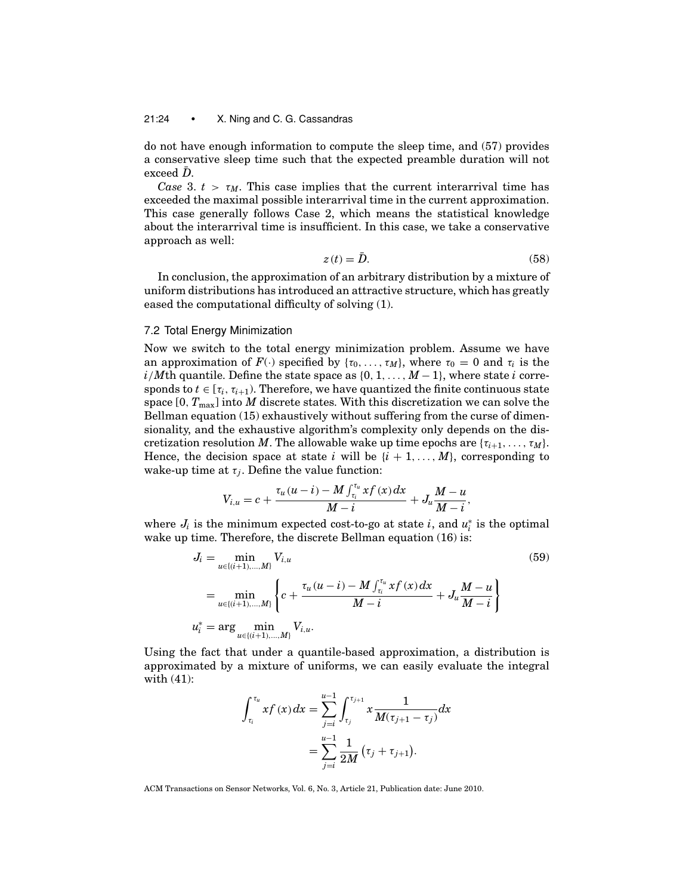do not have enough information to compute the sleep time, and (57) provides a conservative sleep time such that the expected preamble duration will not exceed $\bar{D}$.

*Case* 3. $t > \tau_M$. This case implies that the current interarrival time has exceeded the maximal possible interarrival time in the current approximation. This case generally follows Case 2, which means the statistical knowledge about the interarrival time is insufficient. In this case, we take a conservative approach as well:

$$z(t) = \bar{D}. \tag{58}$$

In conclusion, the approximation of an arbitrary distribution by a mixture of uniform distributions has introduced an attractive structure, which has greatly eased the computational difficulty of solving (1).

## 7.2 Total Energy Minimization

Now we switch to the total energy minimization problem. Assume we have an approximation of $F(\cdot)$ specified by $\{\tau_0, \ldots, \tau_M\}$, where $\tau_0 = 0$ and $\tau_i$ is the $i/M$th quantile. Define the state space as $\{0, 1, \ldots, M-1\}$, where state $i$ corresponds to $t \in [\tau_i, \tau_{i+1})$. Therefore, we have quantized the finite continuous state space $[0, T_{\max}]$ into $M$ discrete states. With this discretization we can solve the Bellman equation (15) exhaustively without suffering from the curse of dimensionality, and the exhaustive algorithm's complexity only depends on the discretization resolution $M$. The allowable wake up time epochs are $\{\tau_{i+1}, \ldots, \tau_M\}$. Hence, the decision space at state $i$ will be $\{i+1, \ldots, M\}$, corresponding to wake-up time at $\tau_j$. Define the value function:

$$V_{i,u} = c + \frac{\tau_u(u-i) - M\int_{\tau_i}^{\tau_u} xf(x)dx}{M-i} + J_u \frac{M-u}{M-i},$$

where $J_i$ is the minimum expected cost-to-go at state $i$, and $u_i^*$ is the optimal wake up time. Therefore, the discrete Bellman equation (16) is:

$$\begin{aligned} J_i &= \min_{u \in \{(i+1), \ldots, M\}} V_{i,u} \\ &= \min_{u \in \{(i+1), \ldots, M\}} \left\{ c + \frac{\tau_u(u-i) - M\int_{\tau_i}^{\tau_u} xf(x)dx}{M-i} + J_u \frac{M-u}{M-i} \right\} \\ u_i^* &= \arg \min_{u \in \{(i+1), \ldots, M\}} V_{i,u}. \end{aligned} \tag{59}$$

Using the fact that under a quantile-based approximation, a distribution is approximated by a mixture of uniforms, we can easily evaluate the integral with (41):

$$\begin{aligned} \int_{\tau_i}^{\tau_u} xf(x)dx &= \sum_{j=i}^{u-1} \int_{\tau_j}^{\tau_{j+1}} x \frac{1}{M(\tau_{j+1} - \tau_j)} dx \\ &= \sum_{j=i}^{u-1} \frac{1}{2M} \left(\tau_j + \tau_{j+1}\right). \end{aligned}$$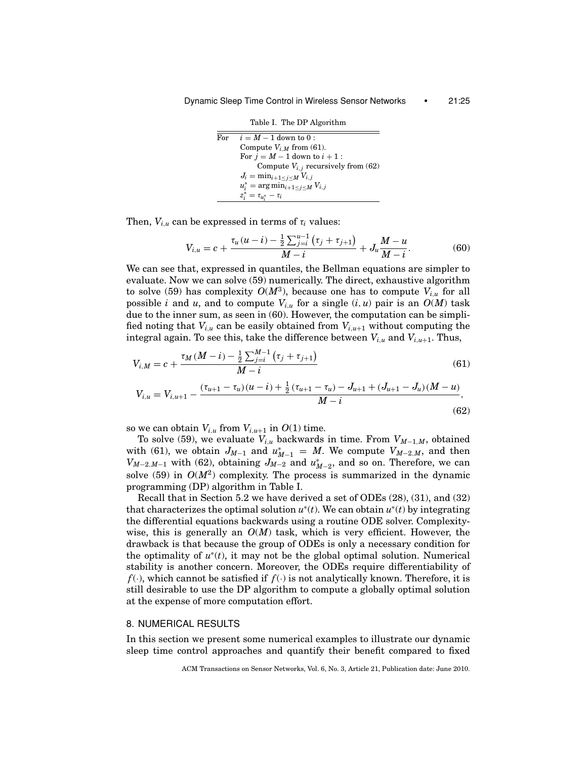Table I. The DP Algorithm

```
For  i = M − 1 down to 0 :
       Compute V_{i,M} from (61).
       For j = M − 1 down to i + 1 :
             Compute V_{i,j} recursively from (62)
       J_i = min_{i+1≤j≤M} V_{i,j}
       u_i^* = arg min_{i+1≤j≤M} V_{i,j}
       z_i^* = τ_{u_i^*} − τ_i
```

Then, $V_{i,u}$ can be expressed in terms of $\tau_i$ values:

$$V_{i,u} = c + \frac{\tau_u (u-i) - \frac{1}{2}\sum_{j=i}^{u-1}\left(\tau_j + \tau_{j+1}\right)}{M-i} + J_u \frac{M-u}{M-i}. \tag{60}$$

We can see that, expressed in quantiles, the Bellman equations are simpler to evaluate. Now we can solve (59) numerically. The direct, exhaustive algorithm to solve (59) has complexity $O(M^3)$, because one has to compute $V_{i,u}$ for all possible $i$ and $u$, and to compute $V_{i,u}$ for a single $(i, u)$ pair is an $O(M)$ task due to the inner sum, as seen in (60). However, the computation can be simplified noting that $V_{i,u}$ can be easily obtained from $V_{i,u+1}$ without computing the integral again. To see this, take the difference between $V_{i,u}$ and $V_{i,u+1}$. Thus,

$$V_{i,M} = c + \frac{\tau_M (M-i) - \frac{1}{2}\sum_{j=i}^{M-1}\left(\tau_j + \tau_{j+1}\right)}{M-i} \tag{61}$$

$$V_{i,u} = V_{i,u+1} - \frac{(\tau_{u+1} - \tau_u)(u-i) + \frac{1}{2}(\tau_{u+1} - \tau_u) - J_{u+1} + (J_{u+1} - J_u)(M-u)}{M-i}, \tag{62}$$

so we can obtain $V_{i,u}$ from $V_{i,u+1}$ in $O(1)$ time.

To solve (59), we evaluate $V_{i,u}$ backwards in time. From $V_{M-1,M}$, obtained with (61), we obtain $J_{M-1}$ and $u_{M-1}^* = M$. We compute $V_{M-2,M}$, and then $V_{M-2,M-1}$ with (62), obtaining $J_{M-2}$ and $u_{M-2}^*$, and so on. Therefore, we can solve (59) in $O(M^2)$ complexity. The process is summarized in the dynamic programming (DP) algorithm in Table I.

Recall that in Section 5.2 we have derived a set of ODEs (28), (31), and (32) that characterizes the optimal solution $u^*(t)$. We can obtain $u^*(t)$ by integrating the differential equations backwards using a routine ODE solver. Complexity-wise, this is generally an $O(M)$ task, which is very efficient. However, the drawback is that because the group of ODEs is only a necessary condition for the optimality of $u^*(t)$, it may not be the global optimal solution. Numerical stability is another concern. Moreover, the ODEs require differentiability of $f(\cdot)$, which cannot be satisfied if $f(\cdot)$ is not analytically known. Therefore, it is still desirable to use the DP algorithm to compute a globally optimal solution at the expense of more computation effort.

## 8. NUMERICAL RESULTS

In this section we present some numerical examples to illustrate our dynamic sleep time control approaches and quantify their benefit compared to fixed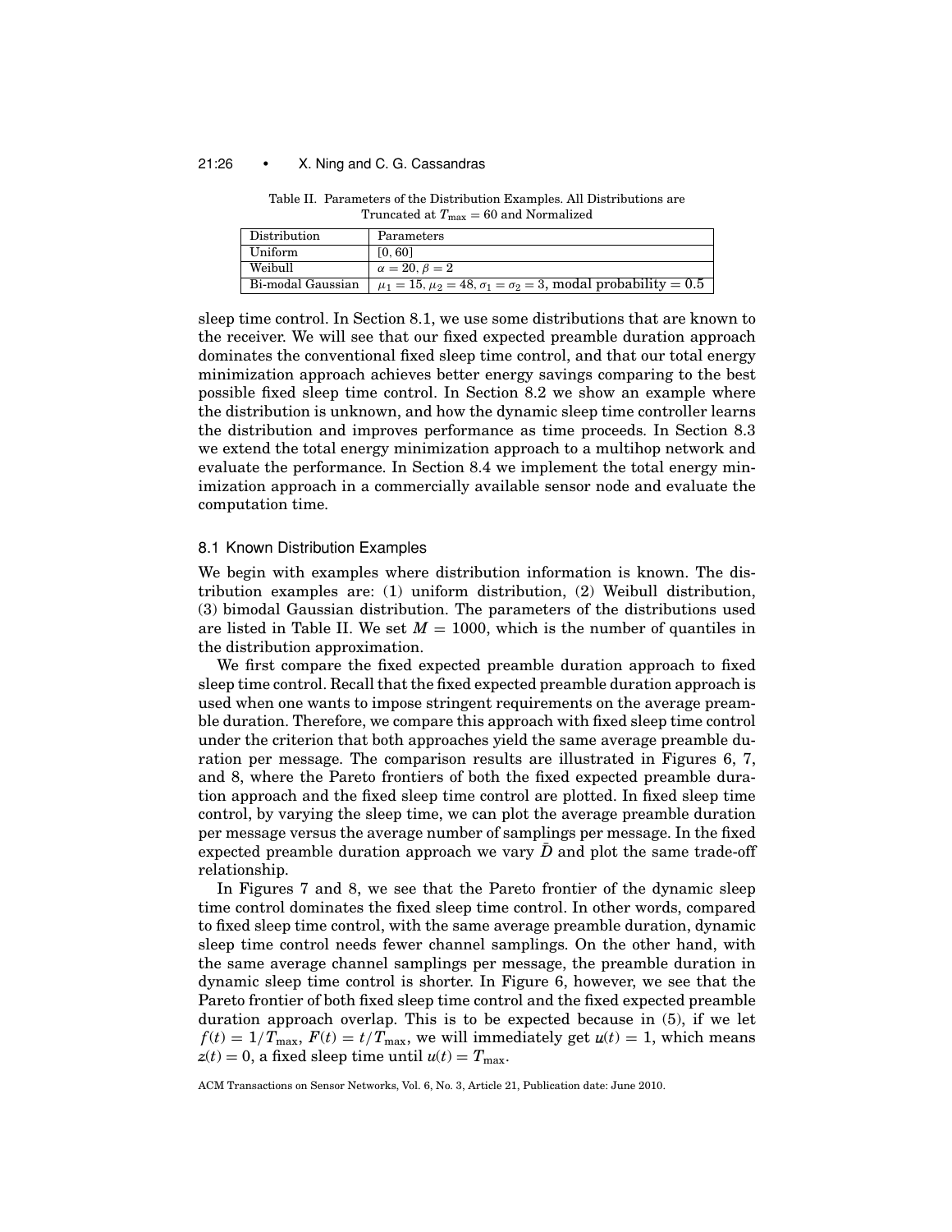Table II. Parameters of the Distribution Examples. All Distributions are Truncated at $T_{\max} = 60$ and Normalized

| Distribution | Parameters |
|---|---|
| Uniform | $[0, 60]$ |
| Weibull | $\alpha = 20, \beta = 2$ |
| Bi-modal Gaussian | $\mu_1 = 15, \mu_2 = 48, \sigma_1 = \sigma_2 = 3$, modal probability $= 0.5$ |

sleep time control. In Section 8.1, we use some distributions that are known to the receiver. We will see that our fixed expected preamble duration approach dominates the conventional fixed sleep time control, and that our total energy minimization approach achieves better energy savings comparing to the best possible fixed sleep time control. In Section 8.2 we show an example where the distribution is unknown, and how the dynamic sleep time controller learns the distribution and improves performance as time proceeds. In Section 8.3 we extend the total energy minimization approach to a multihop network and evaluate the performance. In Section 8.4 we implement the total energy minimization approach in a commercially available sensor node and evaluate the computation time.

### 8.1 Known Distribution Examples

We begin with examples where distribution information is known. The distribution examples are: (1) uniform distribution, (2) Weibull distribution, (3) bimodal Gaussian distribution. The parameters of the distributions used are listed in Table II. We set $M = 1000$, which is the number of quantiles in the distribution approximation.

We first compare the fixed expected preamble duration approach to fixed sleep time control. Recall that the fixed expected preamble duration approach is used when one wants to impose stringent requirements on the average preamble duration. Therefore, we compare this approach with fixed sleep time control under the criterion that both approaches yield the same average preamble duration per message. The comparison results are illustrated in Figures 6, 7, and 8, where the Pareto frontiers of both the fixed expected preamble duration approach and the fixed sleep time control are plotted. In fixed sleep time control, by varying the sleep time, we can plot the average preamble duration per message versus the average number of samplings per message. In the fixed expected preamble duration approach we vary $\bar{D}$ and plot the same trade-off relationship.

In Figures 7 and 8, we see that the Pareto frontier of the dynamic sleep time control dominates the fixed sleep time control. In other words, compared to fixed sleep time control, with the same average preamble duration, dynamic sleep time control needs fewer channel samplings. On the other hand, with the same average channel samplings per message, the preamble duration in dynamic sleep time control is shorter. In Figure 6, however, we see that the Pareto frontier of both fixed sleep time control and the fixed expected preamble duration approach overlap. This is to be expected because in (5), if we let $f(t) = 1/T_{\max}$, $F(t) = t/T_{\max}$, we will immediately get $u(t) = 1$, which means $z(t) = 0$, a fixed sleep time until $u(t) = T_{\max}$.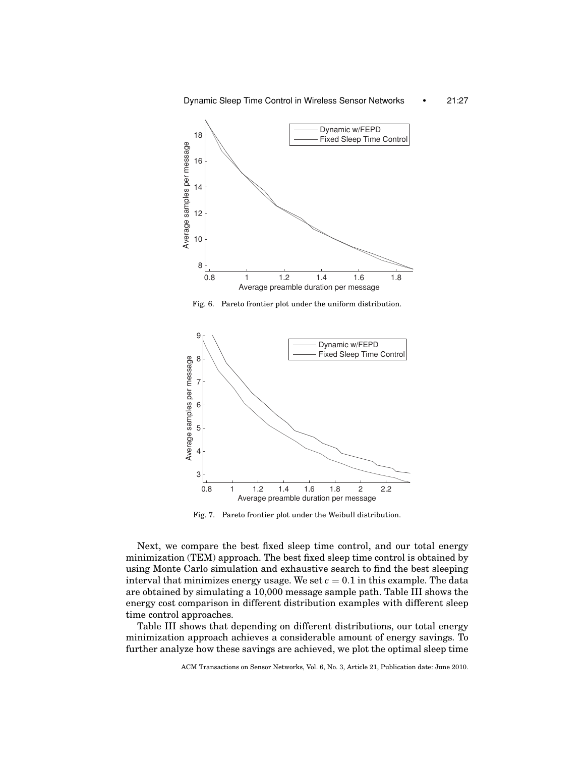Fig. 6. Pareto frontier plot under the uniform distribution.

Fig. 7. Pareto frontier plot under the Weibull distribution.

Next, we compare the best fixed sleep time control, and our total energy minimization (TEM) approach. The best fixed sleep time control is obtained by using Monte Carlo simulation and exhaustive search to find the best sleeping interval that minimizes energy usage. We set $c = 0.1$ in this example. The data are obtained by simulating a 10,000 message sample path. Table III shows the energy cost comparison in different distribution examples with different sleep time control approaches.

Table III shows that depending on different distributions, our total energy minimization approach achieves a considerable amount of energy savings. To further analyze how these savings are achieved, we plot the optimal sleep time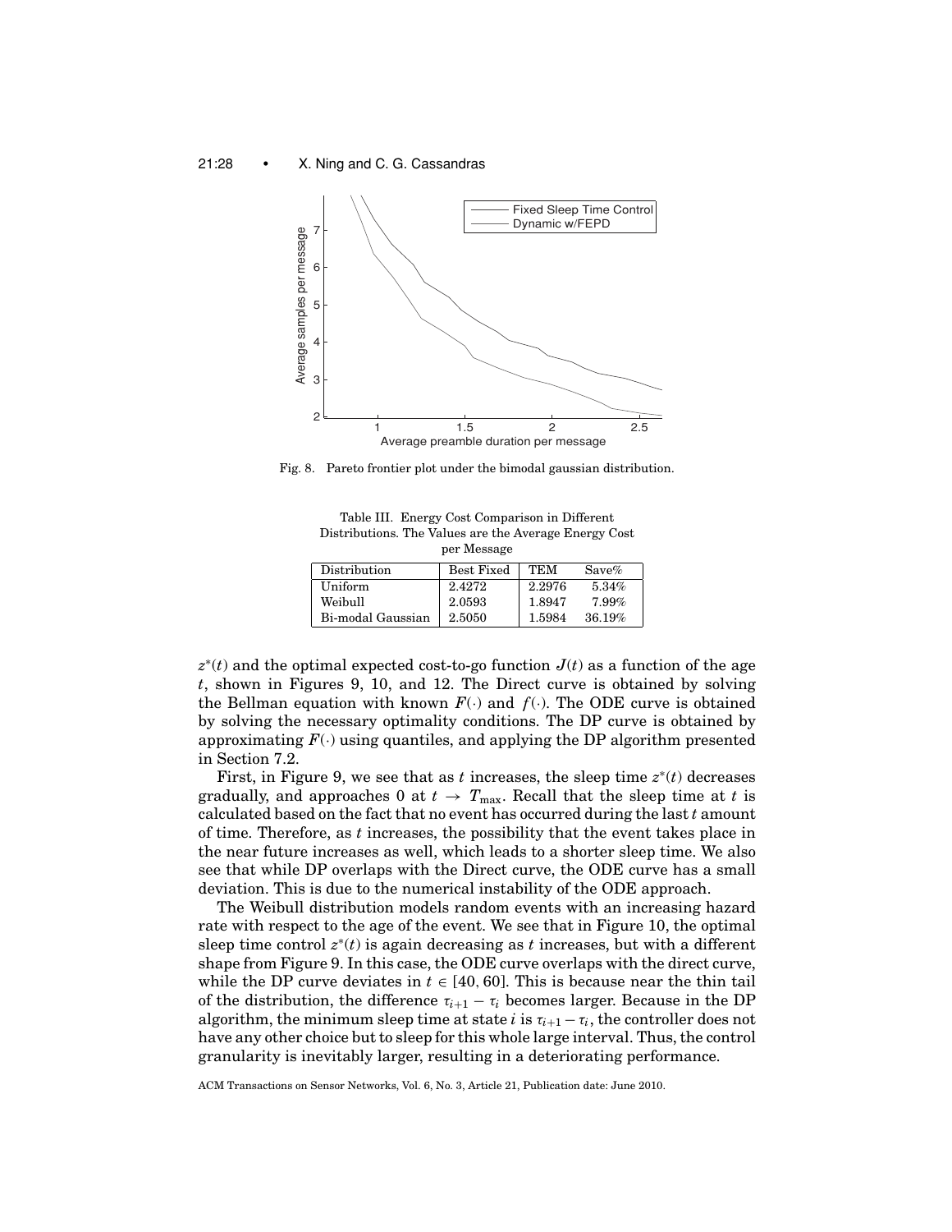Fig. 8. Pareto frontier plot under the bimodal gaussian distribution.

Table III. Energy Cost Comparison in Different Distributions. The Values are the Average Energy Cost per Message

| Distribution | Best Fixed | TEM | Save% |
|---|---|---|---|
| Uniform | 2.4272 | 2.2976 | 5.34% |
| Weibull | 2.0593 | 1.8947 | 7.99% |
| Bi-modal Gaussian | 2.5050 | 1.5984 | 36.19% |

$z^*(t)$ and the optimal expected cost-to-go function $J(t)$ as a function of the age $t$, shown in Figures 9, 10, and 12. The Direct curve is obtained by solving the Bellman equation with known $F(\cdot)$ and $f(\cdot)$. The ODE curve is obtained by solving the necessary optimality conditions. The DP curve is obtained by approximating $F(\cdot)$ using quantiles, and applying the DP algorithm presented in Section 7.2.

First, in Figure 9, we see that as $t$ increases, the sleep time $z^*(t)$ decreases gradually, and approaches 0 at $t \to T_{\max}$. Recall that the sleep time at $t$ is calculated based on the fact that no event has occurred during the last $t$ amount of time. Therefore, as $t$ increases, the possibility that the event takes place in the near future increases as well, which leads to a shorter sleep time. We also see that while DP overlaps with the Direct curve, the ODE curve has a small deviation. This is due to the numerical instability of the ODE approach.

The Weibull distribution models random events with an increasing hazard rate with respect to the age of the event. We see that in Figure 10, the optimal sleep time control $z^*(t)$ is again decreasing as $t$ increases, but with a different shape from Figure 9. In this case, the ODE curve overlaps with the direct curve, while the DP curve deviates in $t \in [40, 60]$. This is because near the thin tail of the distribution, the difference $\tau_{i+1} - \tau_i$ becomes larger. Because in the DP algorithm, the minimum sleep time at state $i$ is $\tau_{i+1} - \tau_i$, the controller does not have any other choice but to sleep for this whole large interval. Thus, the control granularity is inevitably larger, resulting in a deteriorating performance.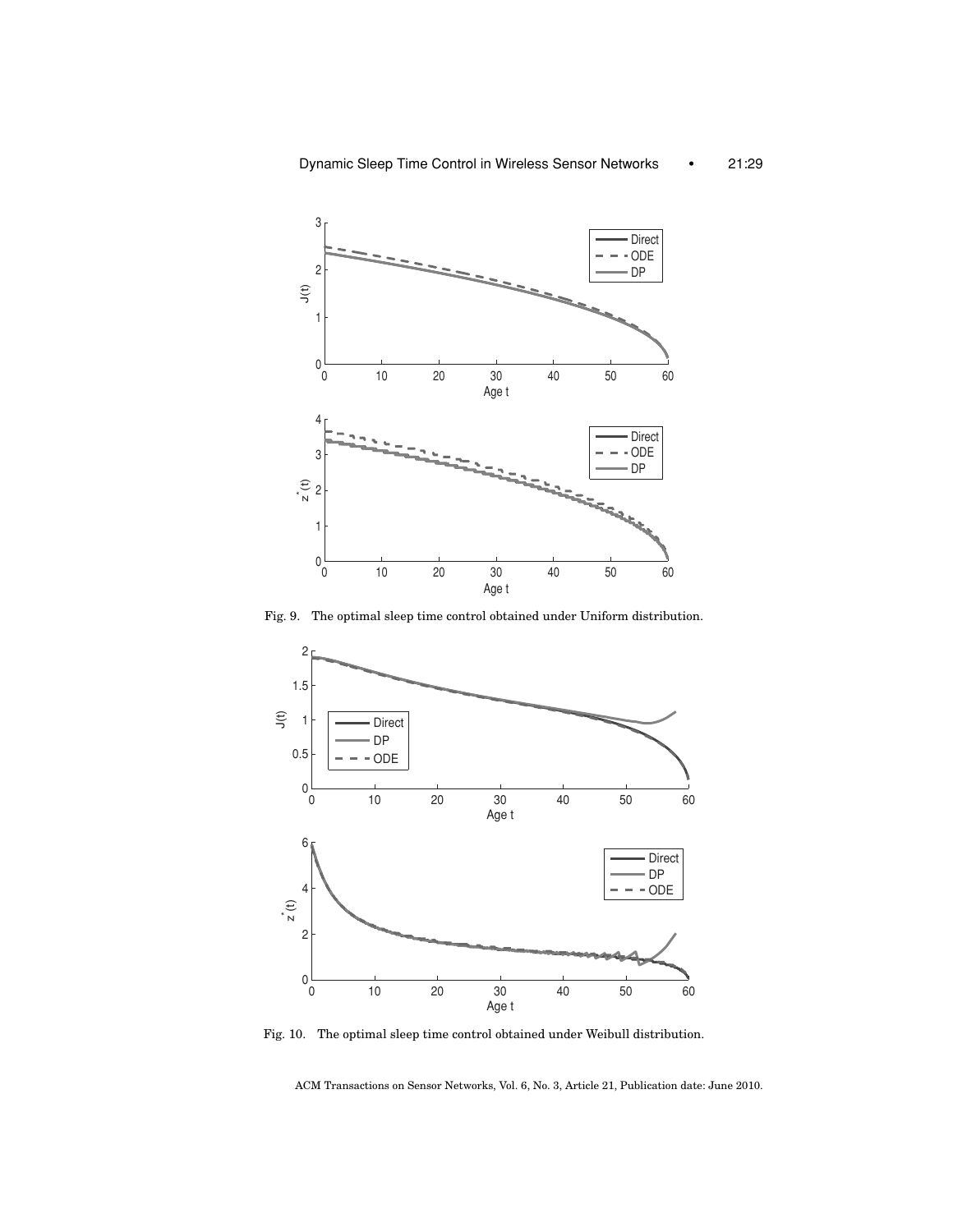Fig. 9. The optimal sleep time control obtained under Uniform distribution.

Fig. 10. The optimal sleep time control obtained under Weibull distribution.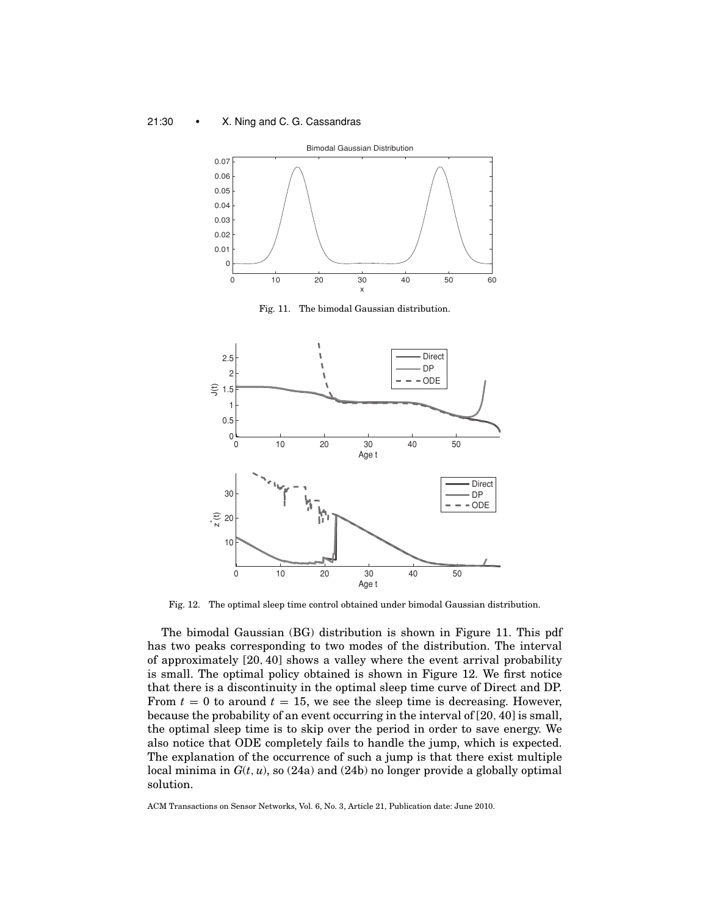Fig. 11. The bimodal Gaussian distribution.

Fig. 12. The optimal sleep time control obtained under bimodal Gaussian distribution.

The bimodal Gaussian (BG) distribution is shown in Figure 11. This pdf has two peaks corresponding to two modes of the distribution. The interval of approximately $[20, 40]$ shows a valley where the event arrival probability is small. The optimal policy obtained is shown in Figure 12. We first notice that there is a discontinuity in the optimal sleep time curve of Direct and DP. From $t = 0$ to around $t = 15$, we see the sleep time is decreasing. However, because the probability of an event occurring in the interval of $[20, 40]$ is small, the optimal sleep time is to skip over the period in order to save energy. We also notice that ODE completely fails to handle the jump, which is expected. The explanation of the occurrence of such a jump is that there exist multiple local minima in $G(t, u)$, so (24a) and (24b) no longer provide a globally optimal solution.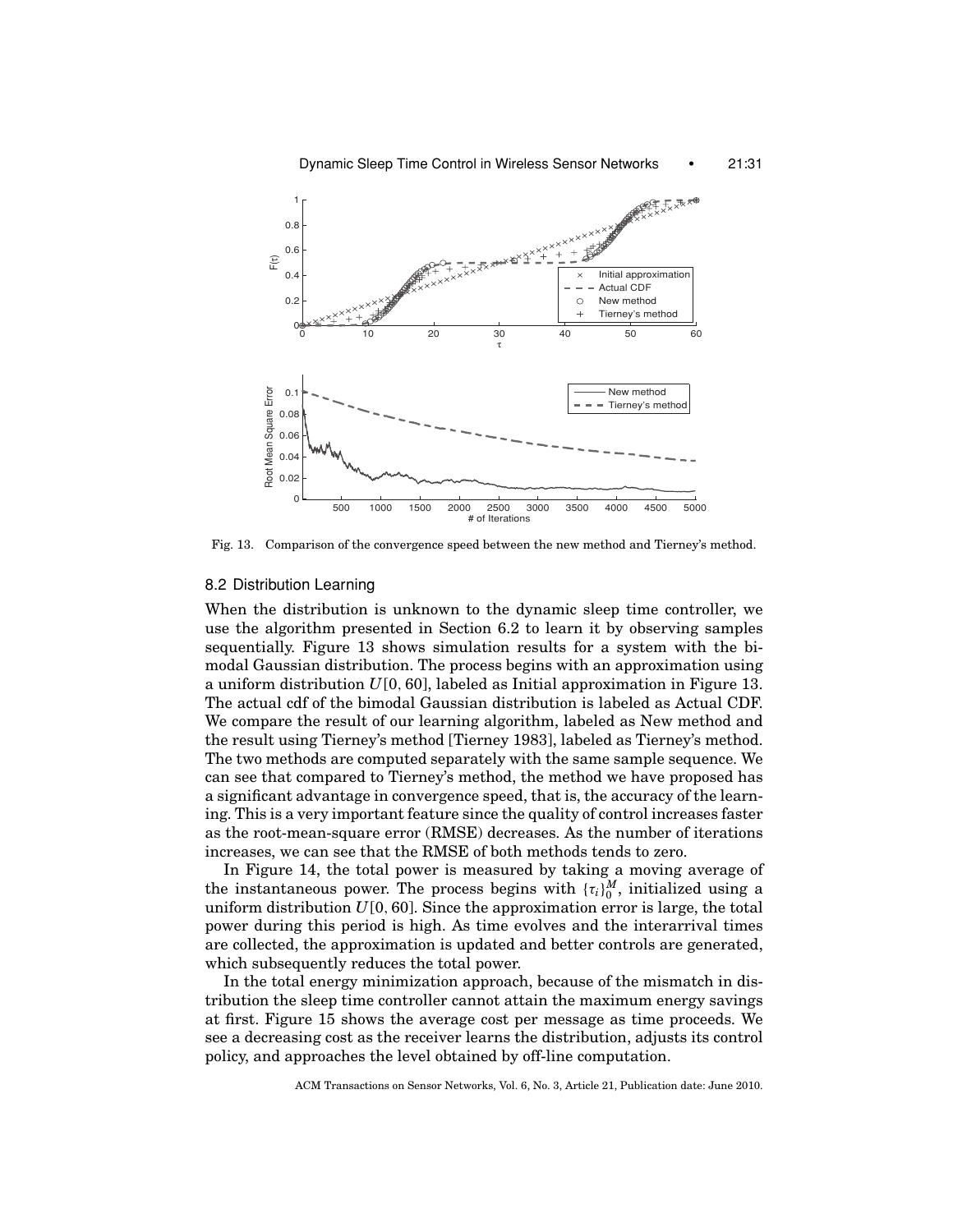Fig. 13. Comparison of the convergence speed between the new method and Tierney's method.

### 8.2 Distribution Learning

When the distribution is unknown to the dynamic sleep time controller, we use the algorithm presented in Section 6.2 to learn it by observing samples sequentially. Figure 13 shows simulation results for a system with the bimodal Gaussian distribution. The process begins with an approximation using a uniform distribution $U[0, 60]$, labeled as Initial approximation in Figure 13. The actual cdf of the bimodal Gaussian distribution is labeled as Actual CDF. We compare the result of our learning algorithm, labeled as New method and the result using Tierney's method [Tierney 1983], labeled as Tierney's method. The two methods are computed separately with the same sample sequence. We can see that compared to Tierney's method, the method we have proposed has a significant advantage in convergence speed, that is, the accuracy of the learning. This is a very important feature since the quality of control increases faster as the root-mean-square error (RMSE) decreases. As the number of iterations increases, we can see that the RMSE of both methods tends to zero.

In Figure 14, the total power is measured by taking a moving average of the instantaneous power. The process begins with $\{\tau_i\}_0^M$, initialized using a uniform distribution $U[0, 60]$. Since the approximation error is large, the total power during this period is high. As time evolves and the interarrival times are collected, the approximation is updated and better controls are generated, which subsequently reduces the total power.

In the total energy minimization approach, because of the mismatch in distribution the sleep time controller cannot attain the maximum energy savings at first. Figure 15 shows the average cost per message as time proceeds. We see a decreasing cost as the receiver learns the distribution, adjusts its control policy, and approaches the level obtained by off-line computation.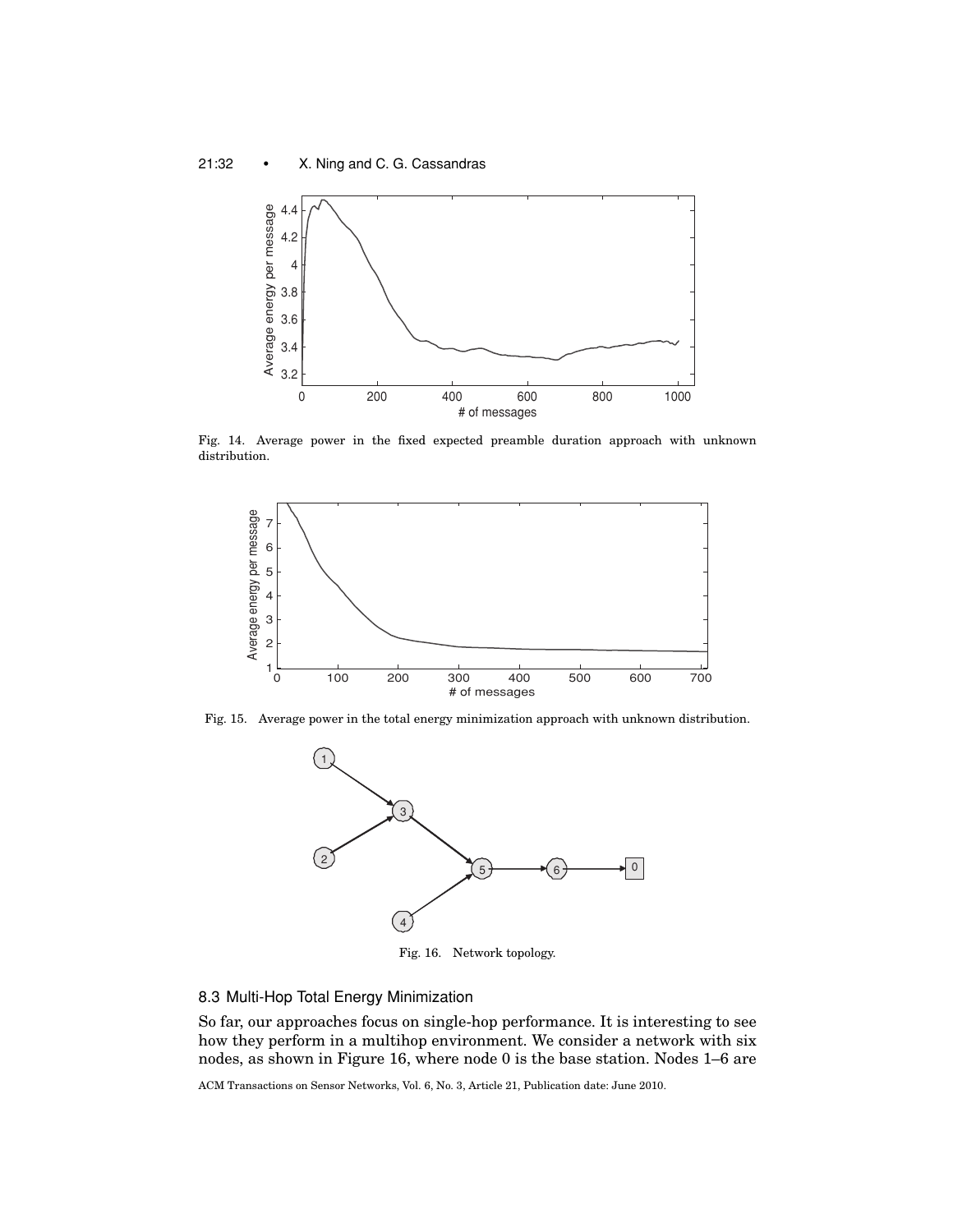Fig. 14. Average power in the fixed expected preamble duration approach with unknown distribution.

Fig. 15. Average power in the total energy minimization approach with unknown distribution.

Fig. 16. Network topology.

### 8.3 Multi-Hop Total Energy Minimization

So far, our approaches focus on single-hop performance. It is interesting to see how they perform in a multihop environment. We consider a network with six nodes, as shown in Figure 16, where node 0 is the base station. Nodes 1–6 are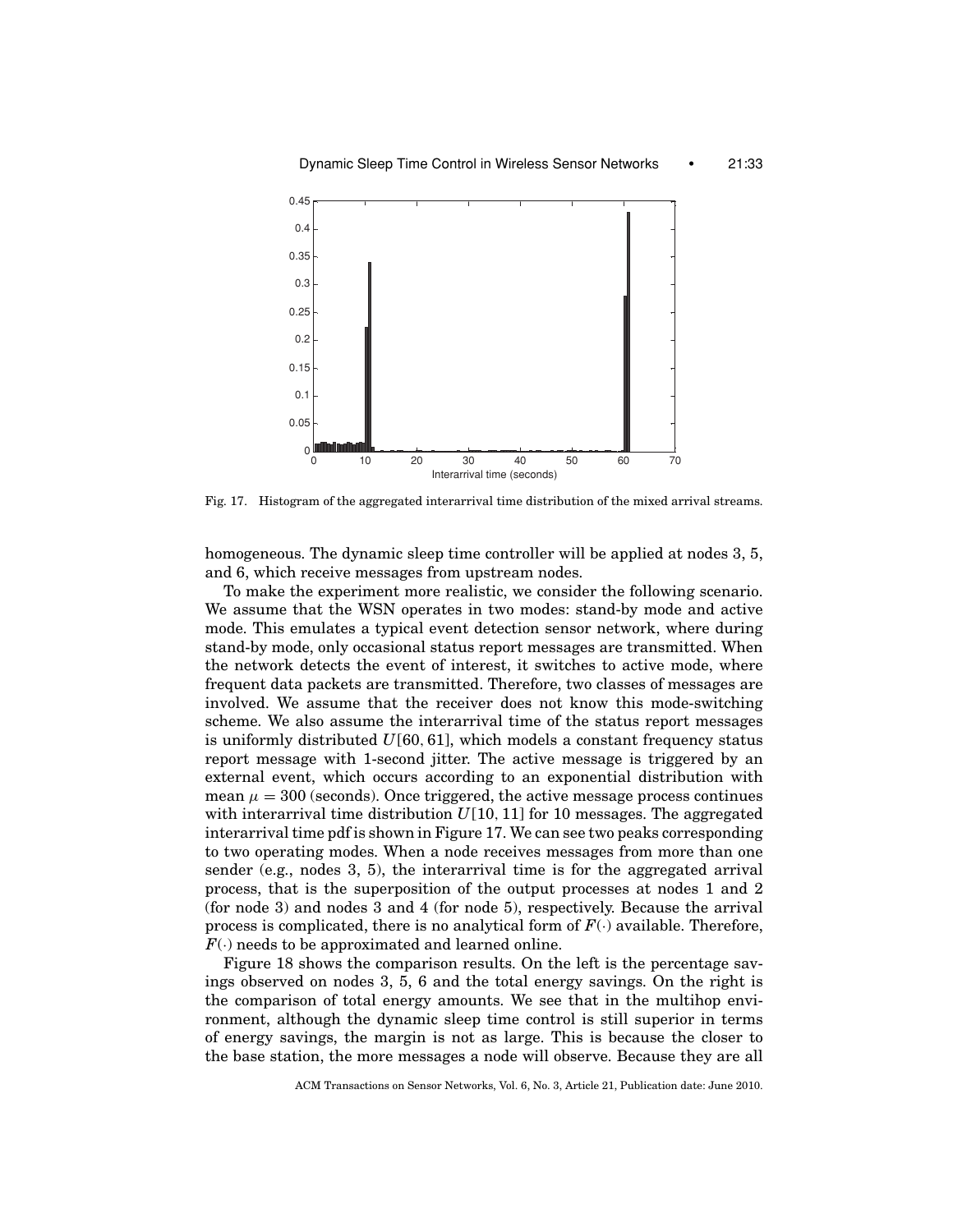Fig. 17. Histogram of the aggregated interarrival time distribution of the mixed arrival streams.

homogeneous. The dynamic sleep time controller will be applied at nodes 3, 5, and 6, which receive messages from upstream nodes.

To make the experiment more realistic, we consider the following scenario. We assume that the WSN operates in two modes: stand-by mode and active mode. This emulates a typical event detection sensor network, where during stand-by mode, only occasional status report messages are transmitted. When the network detects the event of interest, it switches to active mode, where frequent data packets are transmitted. Therefore, two classes of messages are involved. We assume that the receiver does not know this mode-switching scheme. We also assume the interarrival time of the status report messages is uniformly distributed $U[60, 61]$, which models a constant frequency status report message with 1-second jitter. The active message is triggered by an external event, which occurs according to an exponential distribution with mean $\mu = 300$ (seconds). Once triggered, the active message process continues with interarrival time distribution $U[10, 11]$ for 10 messages. The aggregated interarrival time pdf is shown in Figure 17. We can see two peaks corresponding to two operating modes. When a node receives messages from more than one sender (e.g., nodes 3, 5), the interarrival time is for the aggregated arrival process, that is the superposition of the output processes at nodes 1 and 2 (for node 3) and nodes 3 and 4 (for node 5), respectively. Because the arrival process is complicated, there is no analytical form of $F(\cdot)$ available. Therefore, $F(\cdot)$ needs to be approximated and learned online.

Figure 18 shows the comparison results. On the left is the percentage savings observed on nodes 3, 5, 6 and the total energy savings. On the right is the comparison of total energy amounts. We see that in the multihop environment, although the dynamic sleep time control is still superior in terms of energy savings, the margin is not as large. This is because the closer to the base station, the more messages a node will observe. Because they are all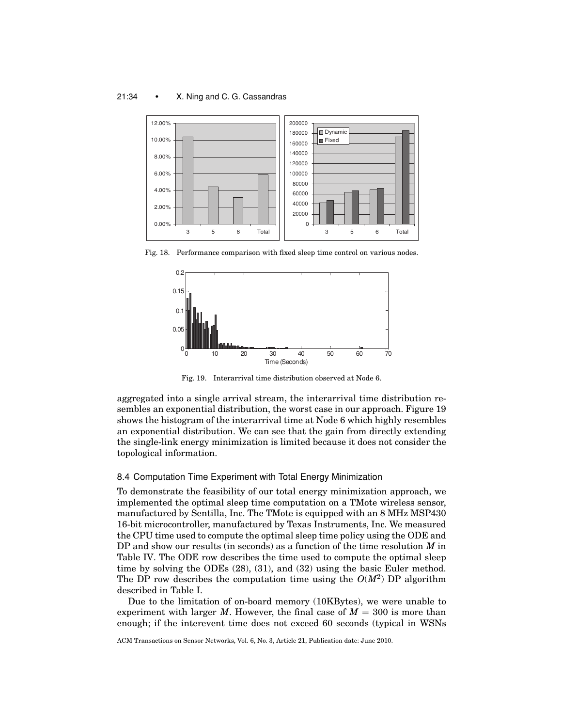Fig. 18. Performance comparison with fixed sleep time control on various nodes.

Fig. 19. Interarrival time distribution observed at Node 6.

aggregated into a single arrival stream, the interarrival time distribution resembles an exponential distribution, the worst case in our approach. Figure 19 shows the histogram of the interarrival time at Node 6 which highly resembles an exponential distribution. We can see that the gain from directly extending the single-link energy minimization is limited because it does not consider the topological information.

### 8.4 Computation Time Experiment with Total Energy Minimization

To demonstrate the feasibility of our total energy minimization approach, we implemented the optimal sleep time computation on a TMote wireless sensor, manufactured by Sentilla, Inc. The TMote is equipped with an 8 MHz MSP430 16-bit microcontroller, manufactured by Texas Instruments, Inc. We measured the CPU time used to compute the optimal sleep time policy using the ODE and DP and show our results (in seconds) as a function of the time resolution $M$ in Table IV. The ODE row describes the time used to compute the optimal sleep time by solving the ODEs (28), (31), and (32) using the basic Euler method. The DP row describes the computation time using the $O(M^2)$ DP algorithm described in Table I.

Due to the limitation of on-board memory (10KBytes), we were unable to experiment with larger $M$. However, the final case of $M = 300$ is more than enough; if the interevent time does not exceed 60 seconds (typical in WSNs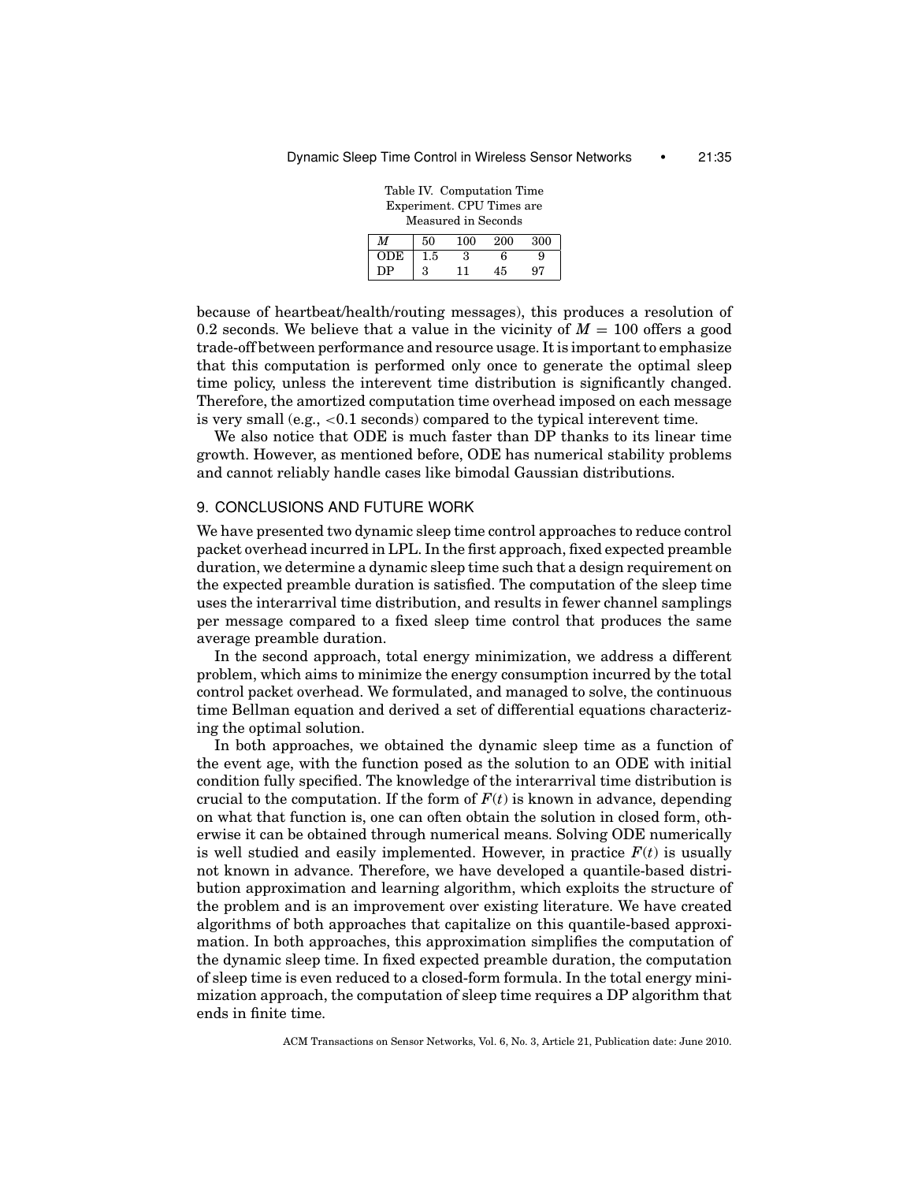Table IV. Computation Time Experiment. CPU Times are Measured in Seconds

| $M$ | 50 | 100 | 200 | 300 |
|---|---|---|---|---|
| ODE | 1.5 | 3 | 6 | 9 |
| DP | 3 | 11 | 45 | 97 |

because of heartbeat/health/routing messages), this produces a resolution of 0.2 seconds. We believe that a value in the vicinity of $M = 100$ offers a good trade-off between performance and resource usage. It is important to emphasize that this computation is performed only once to generate the optimal sleep time policy, unless the interevent time distribution is significantly changed. Therefore, the amortized computation time overhead imposed on each message is very small (e.g., <0.1 seconds) compared to the typical interevent time.

We also notice that ODE is much faster than DP thanks to its linear time growth. However, as mentioned before, ODE has numerical stability problems and cannot reliably handle cases like bimodal Gaussian distributions.

## 9. CONCLUSIONS AND FUTURE WORK

We have presented two dynamic sleep time control approaches to reduce control packet overhead incurred in LPL. In the first approach, fixed expected preamble duration, we determine a dynamic sleep time such that a design requirement on the expected preamble duration is satisfied. The computation of the sleep time uses the interarrival time distribution, and results in fewer channel samplings per message compared to a fixed sleep time control that produces the same average preamble duration.

In the second approach, total energy minimization, we address a different problem, which aims to minimize the energy consumption incurred by the total control packet overhead. We formulated, and managed to solve, the continuous time Bellman equation and derived a set of differential equations characterizing the optimal solution.

In both approaches, we obtained the dynamic sleep time as a function of the event age, with the function posed as the solution to an ODE with initial condition fully specified. The knowledge of the interarrival time distribution is crucial to the computation. If the form of $F(t)$ is known in advance, depending on what that function is, one can often obtain the solution in closed form, otherwise it can be obtained through numerical means. Solving ODE numerically is well studied and easily implemented. However, in practice $F(t)$ is usually not known in advance. Therefore, we have developed a quantile-based distribution approximation and learning algorithm, which exploits the structure of the problem and is an improvement over existing literature. We have created algorithms of both approaches that capitalize on this quantile-based approximation. In both approaches, this approximation simplifies the computation of the dynamic sleep time. In fixed expected preamble duration, the computation of sleep time is even reduced to a closed-form formula. In the total energy minimization approach, the computation of sleep time requires a DP algorithm that ends in finite time.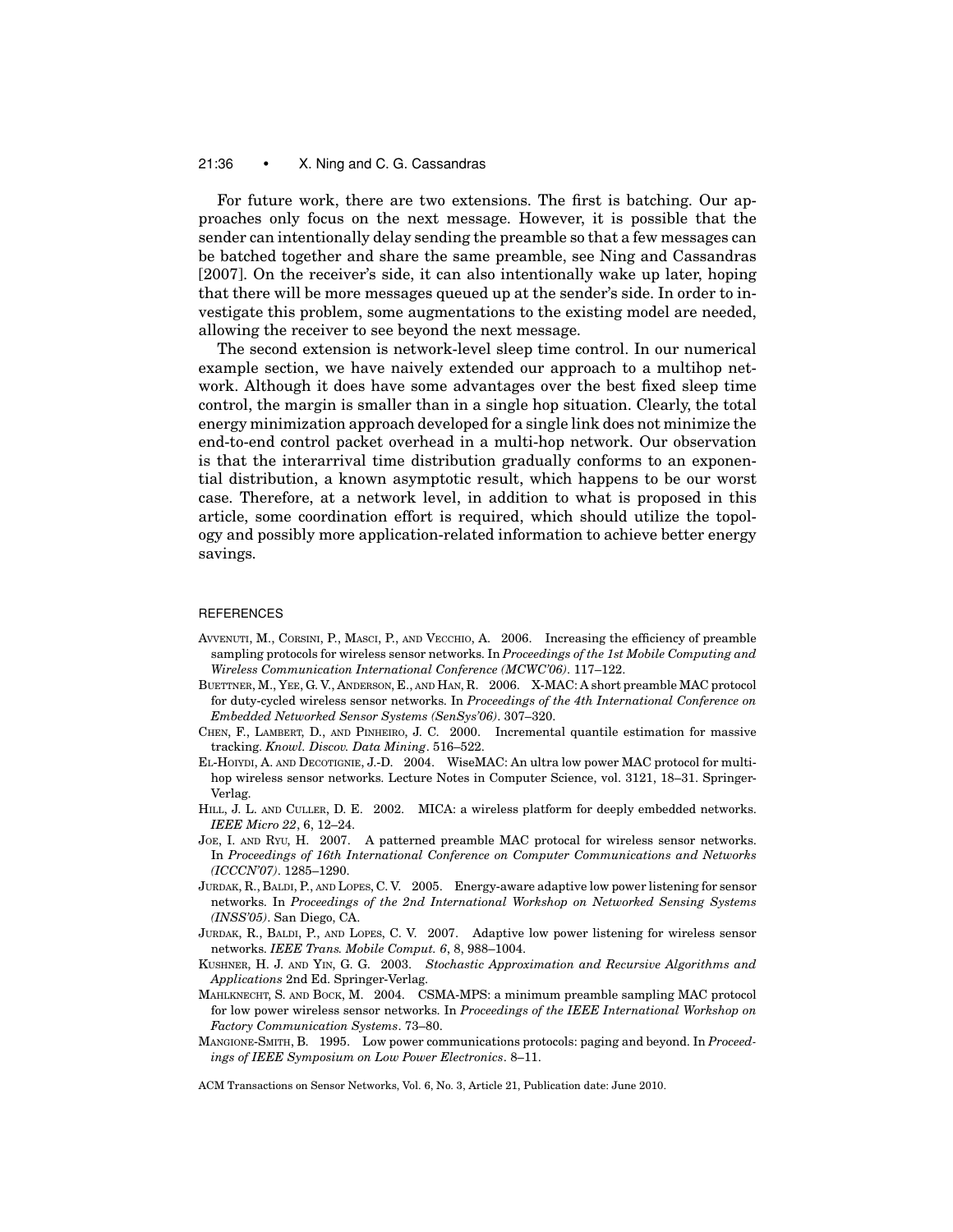For future work, there are two extensions. The first is batching. Our approaches only focus on the next message. However, it is possible that the sender can intentionally delay sending the preamble so that a few messages can be batched together and share the same preamble, see Ning and Cassandras [2007]. On the receiver's side, it can also intentionally wake up later, hoping that there will be more messages queued up at the sender's side. In order to investigate this problem, some augmentations to the existing model are needed, allowing the receiver to see beyond the next message.

The second extension is network-level sleep time control. In our numerical example section, we have naively extended our approach to a multihop network. Although it does have some advantages over the best fixed sleep time control, the margin is smaller than in a single hop situation. Clearly, the total energy minimization approach developed for a single link does not minimize the end-to-end control packet overhead in a multi-hop network. Our observation is that the interarrival time distribution gradually conforms to an exponential distribution, a known asymptotic result, which happens to be our worst case. Therefore, at a network level, in addition to what is proposed in this article, some coordination effort is required, which should utilize the topology and possibly more application-related information to achieve better energy savings.

## REFERENCES

Avvenuti, M., Corsini, P., Masci, P., and Vecchio, A. 2006. Increasing the efficiency of preamble sampling protocols for wireless sensor networks. In *Proceedings of the 1st Mobile Computing and Wireless Communication International Conference (MCWC'06)*. 117–122.

Buettner, M., Yee, G. V., Anderson, E., and Han, R. 2006. X-MAC: A short preamble MAC protocol for duty-cycled wireless sensor networks. In *Proceedings of the 4th International Conference on Embedded Networked Sensor Systems (SenSys'06)*. 307–320.

Chen, F., Lambert, D., and Pinheiro, J. C. 2000. Incremental quantile estimation for massive tracking. *Knowl. Discov. Data Mining*. 516–522.

El-Hoiydi, A. and Decotignie, J.-D. 2004. WiseMAC: An ultra low power MAC protocol for multihop wireless sensor networks. Lecture Notes in Computer Science, vol. 3121, 18–31. Springer-Verlag.

Hill, J. L. and Culler, D. E. 2002. MICA: a wireless platform for deeply embedded networks. *IEEE Micro 22*, 6, 12–24.

Joe, I. and Ryu, H. 2007. A patterned preamble MAC protocal for wireless sensor networks. In *Proceedings of 16th International Conference on Computer Communications and Networks (ICCCN'07)*. 1285–1290.

Jurdak, R., Baldi, P., and Lopes, C. V. 2005. Energy-aware adaptive low power listening for sensor networks. In *Proceedings of the 2nd International Workshop on Networked Sensing Systems (INSS'05)*. San Diego, CA.

Jurdak, R., Baldi, P., and Lopes, C. V. 2007. Adaptive low power listening for wireless sensor networks. *IEEE Trans. Mobile Comput. 6*, 8, 988–1004.

Kushner, H. J. and Yin, G. G. 2003. *Stochastic Approximation and Recursive Algorithms and Applications* 2nd Ed. Springer-Verlag.

Mahlknecht, S. and Bock, M. 2004. CSMA-MPS: a minimum preamble sampling MAC protocol for low power wireless sensor networks. In *Proceedings of the IEEE International Workshop on Factory Communication Systems*. 73–80.

Mangione-Smith, B. 1995. Low power communications protocols: paging and beyond. In *Proceedings of IEEE Symposium on Low Power Electronics*. 8–11.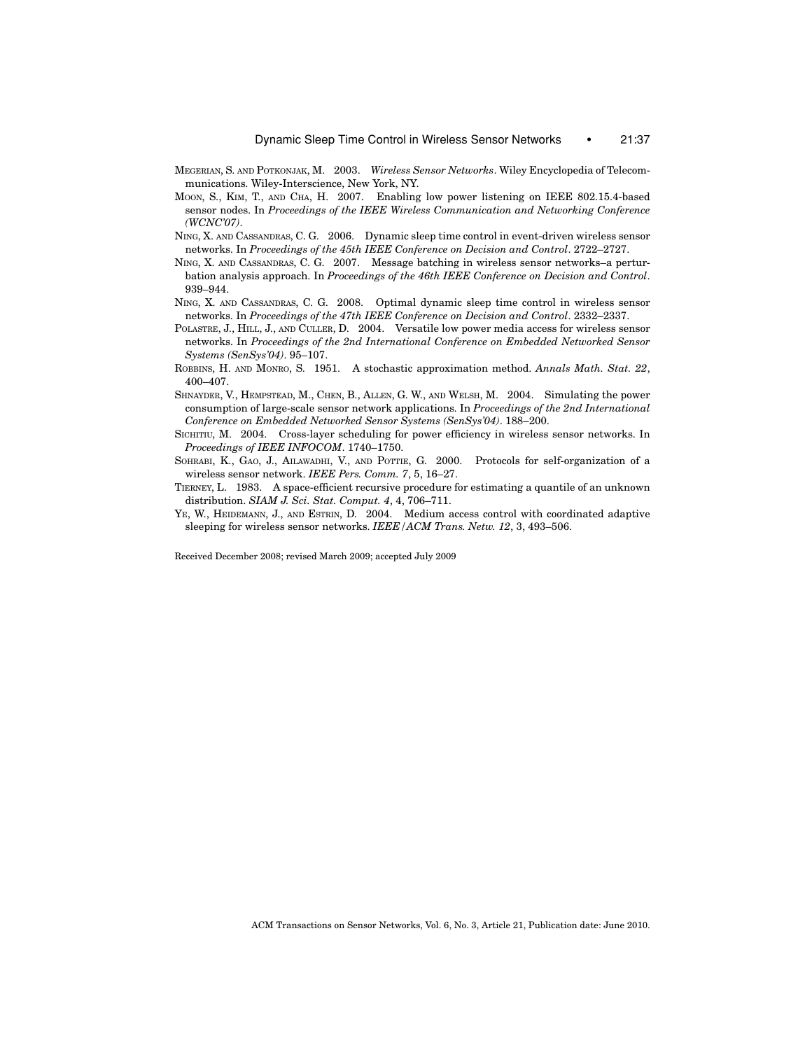MEGERIAN, S. AND POTKONJAK, M. 2003. *Wireless Sensor Networks*. Wiley Encyclopedia of Telecommunications. Wiley-Interscience, New York, NY.

MOON, S., KIM, T., AND CHA, H. 2007. Enabling low power listening on IEEE 802.15.4-based sensor nodes. In *Proceedings of the IEEE Wireless Communication and Networking Conference (WCNC'07)*.

NING, X. AND CASSANDRAS, C. G. 2006. Dynamic sleep time control in event-driven wireless sensor networks. In *Proceedings of the 45th IEEE Conference on Decision and Control*. 2722–2727.

NING, X. AND CASSANDRAS, C. G. 2007. Message batching in wireless sensor networks–a perturbation analysis approach. In *Proceedings of the 46th IEEE Conference on Decision and Control*. 939–944.

NING, X. AND CASSANDRAS, C. G. 2008. Optimal dynamic sleep time control in wireless sensor networks. In *Proceedings of the 47th IEEE Conference on Decision and Control*. 2332–2337.

POLASTRE, J., HILL, J., AND CULLER, D. 2004. Versatile low power media access for wireless sensor networks. In *Proceedings of the 2nd International Conference on Embedded Networked Sensor Systems (SenSys'04)*. 95–107.

ROBBINS, H. AND MONRO, S. 1951. A stochastic approximation method. *Annals Math. Stat. 22*, 400–407.

SHNAYDER, V., HEMPSTEAD, M., CHEN, B., ALLEN, G. W., AND WELSH, M. 2004. Simulating the power consumption of large-scale sensor network applications. In *Proceedings of the 2nd International Conference on Embedded Networked Sensor Systems (SenSys'04)*. 188–200.

SICHITIU, M. 2004. Cross-layer scheduling for power efficiency in wireless sensor networks. In *Proceedings of IEEE INFOCOM*. 1740–1750.

SOHRABI, K., GAO, J., AILAWADHI, V., AND POTTIE, G. 2000. Protocols for self-organization of a wireless sensor network. *IEEE Pers. Comm. 7*, 5, 16–27.

TIERNEY, L. 1983. A space-efficient recursive procedure for estimating a quantile of an unknown distribution. *SIAM J. Sci. Stat. Comput. 4*, 4, 706–711.

YE, W., HEIDEMANN, J., AND ESTRIN, D. 2004. Medium access control with coordinated adaptive sleeping for wireless sensor networks. *IEEE/ACM Trans. Netw. 12*, 3, 493–506.

Received December 2008; revised March 2009; accepted July 2009